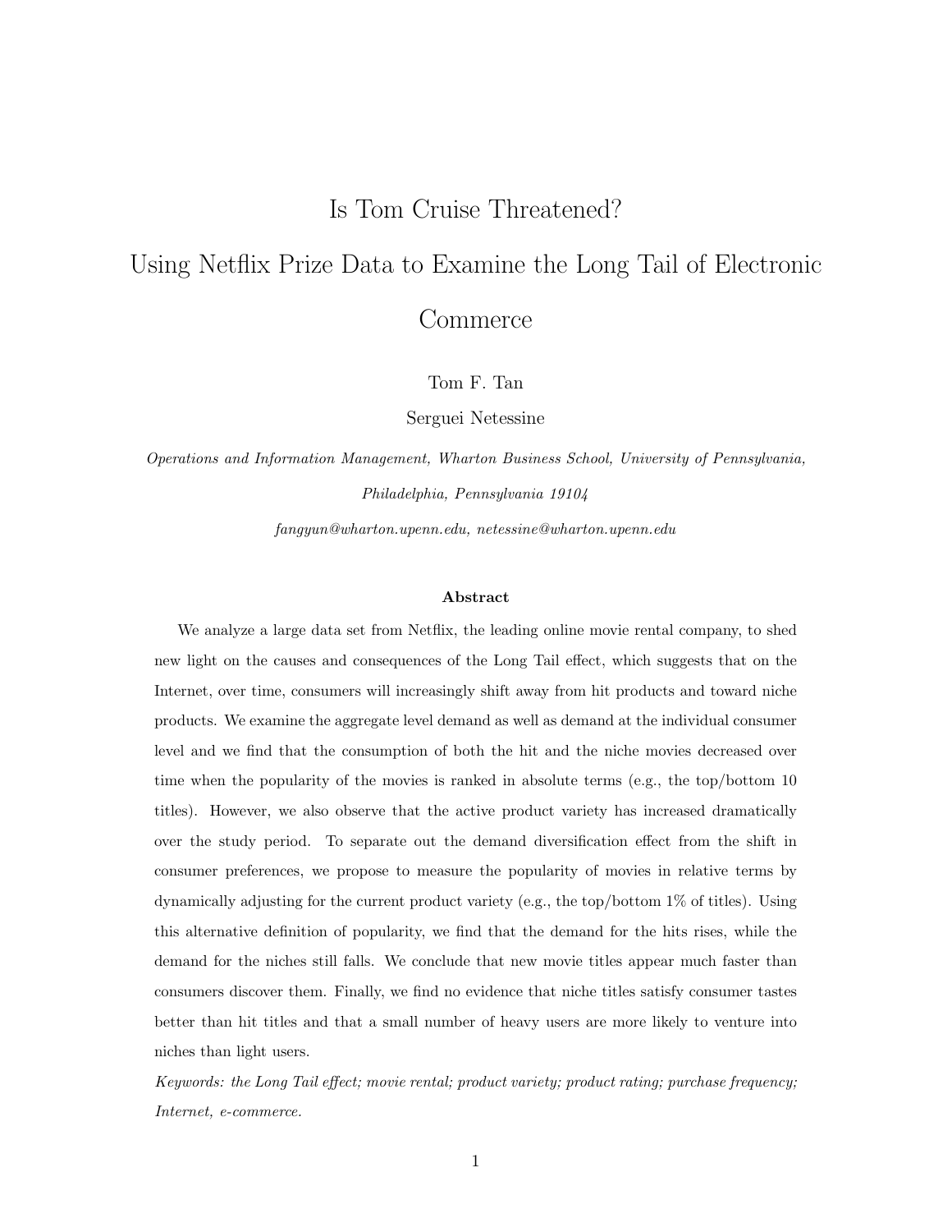# Is Tom Cruise Threatened?

# Using Netflix Prize Data to Examine the Long Tail of Electronic Commerce

Tom F. Tan

Serguei Netessine

*Operations and Information Management, Wharton Business School, University of Pennsylvania, Philadelphia, Pennsylvania 19104*

*fangyun@wharton.upenn.edu, netessine@wharton.upenn.edu*

**Abstract**

We analyze a large data set from Netflix, the leading online movie rental company, to shed new light on the causes and consequences of the Long Tail effect, which suggests that on the Internet, over time, consumers will increasingly shift away from hit products and toward niche products. We examine the aggregate level demand as well as demand at the individual consumer level and we find that the consumption of both the hit and the niche movies decreased over time when the popularity of the movies is ranked in absolute terms (e.g., the top/bottom 10 titles). However, we also observe that the active product variety has increased dramatically over the study period. To separate out the demand diversification effect from the shift in consumer preferences, we propose to measure the popularity of movies in relative terms by dynamically adjusting for the current product variety (e.g., the top/bottom 1% of titles). Using this alternative definition of popularity, we find that the demand for the hits rises, while the demand for the niches still falls. We conclude that new movie titles appear much faster than consumers discover them. Finally, we find no evidence that niche titles satisfy consumer tastes better than hit titles and that a small number of heavy users are more likely to venture into niches than light users.

*Keywords: the Long Tail effect; movie rental; product variety; product rating; purchase frequency; Internet, e-commerce.*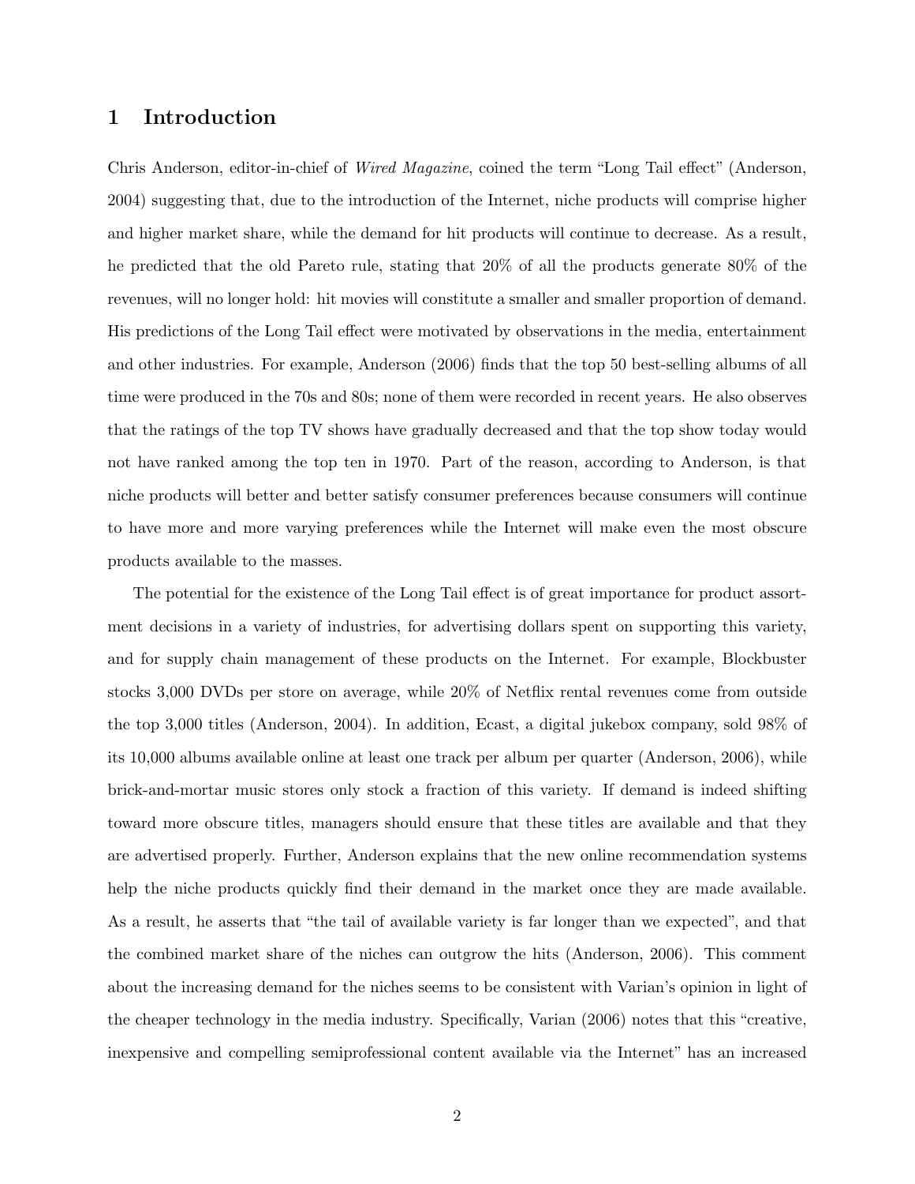# 1 Introduction

Chris Anderson, editor-in-chief of *Wired Magazine*, coined the term "Long Tail effect" (Anderson, 2004) suggesting that, due to the introduction of the Internet, niche products will comprise higher and higher market share, while the demand for hit products will continue to decrease. As a result, he predicted that the old Pareto rule, stating that 20% of all the products generate 80% of the revenues, will no longer hold: hit movies will constitute a smaller and smaller proportion of demand. His predictions of the Long Tail effect were motivated by observations in the media, entertainment and other industries. For example, Anderson (2006) finds that the top 50 best-selling albums of all time were produced in the 70s and 80s; none of them were recorded in recent years. He also observes that the ratings of the top TV shows have gradually decreased and that the top show today would not have ranked among the top ten in 1970. Part of the reason, according to Anderson, is that niche products will better and better satisfy consumer preferences because consumers will continue to have more and more varying preferences while the Internet will make even the most obscure products available to the masses.

The potential for the existence of the Long Tail effect is of great importance for product assortment decisions in a variety of industries, for advertising dollars spent on supporting this variety, and for supply chain management of these products on the Internet. For example, Blockbuster stocks 3,000 DVDs per store on average, while 20% of Netflix rental revenues come from outside the top 3,000 titles (Anderson, 2004). In addition, Ecast, a digital jukebox company, sold 98% of its 10,000 albums available online at least one track per album per quarter (Anderson, 2006), while brick-and-mortar music stores only stock a fraction of this variety. If demand is indeed shifting toward more obscure titles, managers should ensure that these titles are available and that they are advertised properly. Further, Anderson explains that the new online recommendation systems help the niche products quickly find their demand in the market once they are made available. As a result, he asserts that "the tail of available variety is far longer than we expected", and that the combined market share of the niches can outgrow the hits (Anderson, 2006). This comment about the increasing demand for the niches seems to be consistent with Varian's opinion in light of the cheaper technology in the media industry. Specifically, Varian (2006) notes that this "creative, inexpensive and compelling semiprofessional content available via the Internet" has an increased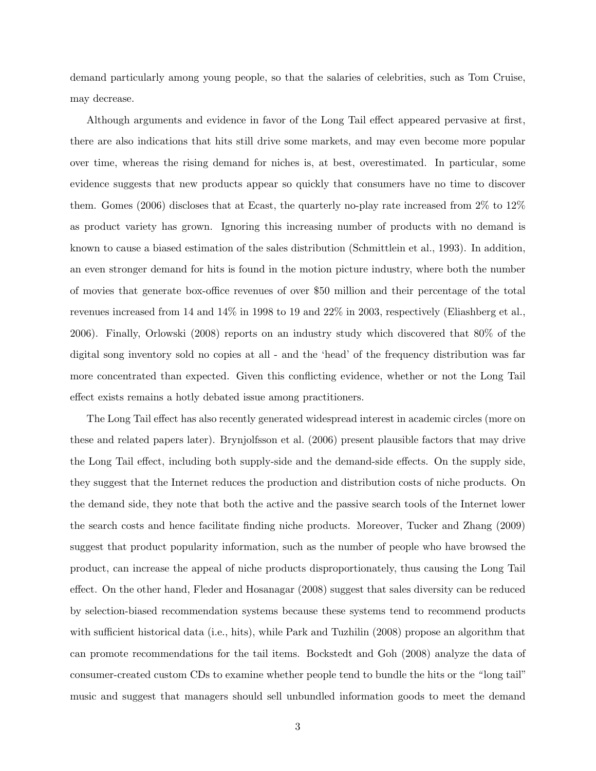demand particularly among young people, so that the salaries of celebrities, such as Tom Cruise, may decrease.

Although arguments and evidence in favor of the Long Tail effect appeared pervasive at first, there are also indications that hits still drive some markets, and may even become more popular over time, whereas the rising demand for niches is, at best, overestimated. In particular, some evidence suggests that new products appear so quickly that consumers have no time to discover them. Gomes (2006) discloses that at Ecast, the quarterly no-play rate increased from 2% to 12% as product variety has grown. Ignoring this increasing number of products with no demand is known to cause a biased estimation of the sales distribution (Schmittlein et al., 1993). In addition, an even stronger demand for hits is found in the motion picture industry, where both the number of movies that generate box-office revenues of over $50 million and their percentage of the total revenues increased from 14 and 14% in 1998 to 19 and 22% in 2003, respectively (Eliashberg et al., 2006). Finally, Orlowski (2008) reports on an industry study which discovered that 80% of the digital song inventory sold no copies at all - and the 'head' of the frequency distribution was far more concentrated than expected. Given this conflicting evidence, whether or not the Long Tail effect exists remains a hotly debated issue among practitioners.

The Long Tail effect has also recently generated widespread interest in academic circles (more on these and related papers later). Brynjolfsson et al. (2006) present plausible factors that may drive the Long Tail effect, including both supply-side and the demand-side effects. On the supply side, they suggest that the Internet reduces the production and distribution costs of niche products. On the demand side, they note that both the active and the passive search tools of the Internet lower the search costs and hence facilitate finding niche products. Moreover, Tucker and Zhang (2009) suggest that product popularity information, such as the number of people who have browsed the product, can increase the appeal of niche products disproportionately, thus causing the Long Tail effect. On the other hand, Fleder and Hosanagar (2008) suggest that sales diversity can be reduced by selection-biased recommendation systems because these systems tend to recommend products with sufficient historical data (i.e., hits), while Park and Tuzhilin (2008) propose an algorithm that can promote recommendations for the tail items. Bockstedt and Goh (2008) analyze the data of consumer-created custom CDs to examine whether people tend to bundle the hits or the "long tail" music and suggest that managers should sell unbundled information goods to meet the demand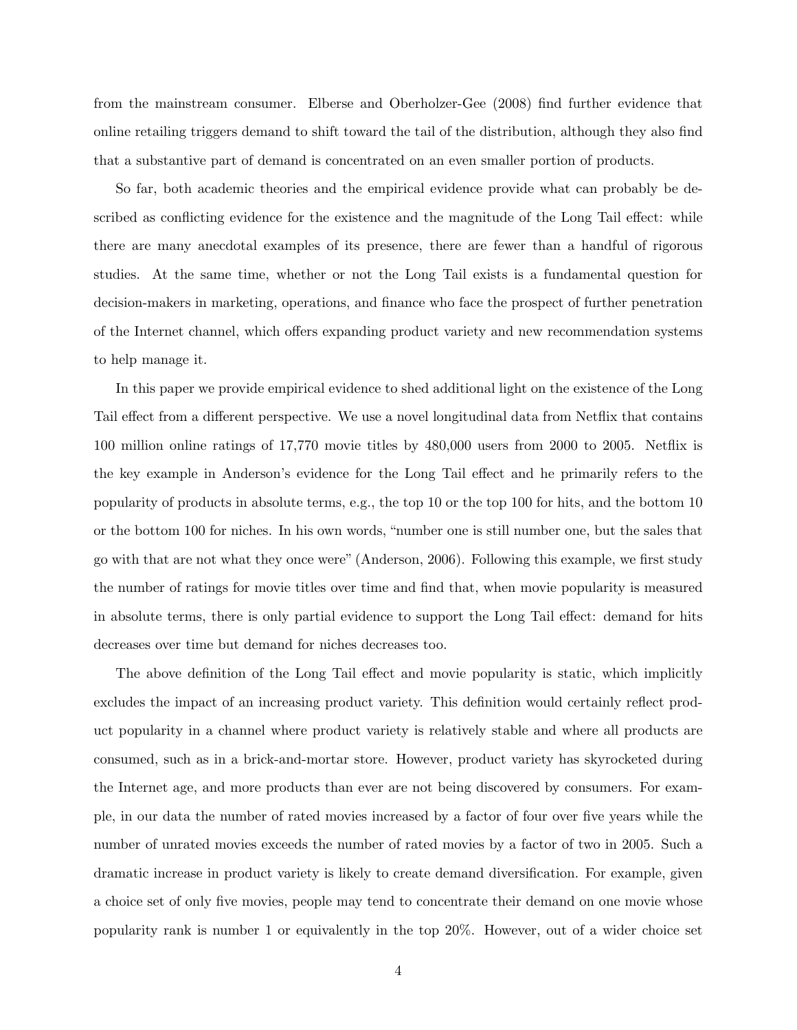from the mainstream consumer. Elberse and Oberholzer-Gee (2008) find further evidence that online retailing triggers demand to shift toward the tail of the distribution, although they also find that a substantive part of demand is concentrated on an even smaller portion of products.

So far, both academic theories and the empirical evidence provide what can probably be described as conflicting evidence for the existence and the magnitude of the Long Tail effect: while there are many anecdotal examples of its presence, there are fewer than a handful of rigorous studies. At the same time, whether or not the Long Tail exists is a fundamental question for decision-makers in marketing, operations, and finance who face the prospect of further penetration of the Internet channel, which offers expanding product variety and new recommendation systems to help manage it.

In this paper we provide empirical evidence to shed additional light on the existence of the Long Tail effect from a different perspective. We use a novel longitudinal data from Netflix that contains 100 million online ratings of 17,770 movie titles by 480,000 users from 2000 to 2005. Netflix is the key example in Anderson's evidence for the Long Tail effect and he primarily refers to the popularity of products in absolute terms, e.g., the top 10 or the top 100 for hits, and the bottom 10 or the bottom 100 for niches. In his own words, "number one is still number one, but the sales that go with that are not what they once were" (Anderson, 2006). Following this example, we first study the number of ratings for movie titles over time and find that, when movie popularity is measured in absolute terms, there is only partial evidence to support the Long Tail effect: demand for hits decreases over time but demand for niches decreases too.

The above definition of the Long Tail effect and movie popularity is static, which implicitly excludes the impact of an increasing product variety. This definition would certainly reflect product popularity in a channel where product variety is relatively stable and where all products are consumed, such as in a brick-and-mortar store. However, product variety has skyrocketed during the Internet age, and more products than ever are not being discovered by consumers. For example, in our data the number of rated movies increased by a factor of four over five years while the number of unrated movies exceeds the number of rated movies by a factor of two in 2005. Such a dramatic increase in product variety is likely to create demand diversification. For example, given a choice set of only five movies, people may tend to concentrate their demand on one movie whose popularity rank is number 1 or equivalently in the top 20%. However, out of a wider choice set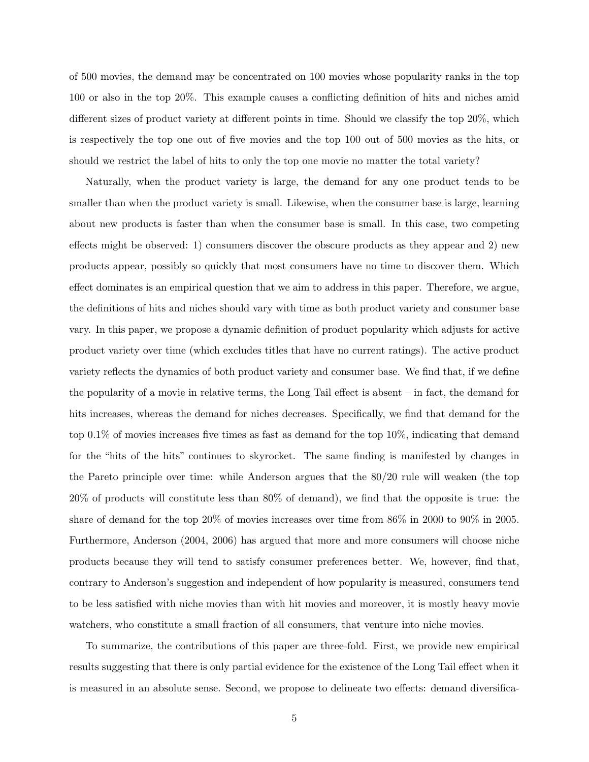of 500 movies, the demand may be concentrated on 100 movies whose popularity ranks in the top 100 or also in the top 20%. This example causes a conflicting definition of hits and niches amid different sizes of product variety at different points in time. Should we classify the top 20%, which is respectively the top one out of five movies and the top 100 out of 500 movies as the hits, or should we restrict the label of hits to only the top one movie no matter the total variety?

Naturally, when the product variety is large, the demand for any one product tends to be smaller than when the product variety is small. Likewise, when the consumer base is large, learning about new products is faster than when the consumer base is small. In this case, two competing effects might be observed: 1) consumers discover the obscure products as they appear and 2) new products appear, possibly so quickly that most consumers have no time to discover them. Which effect dominates is an empirical question that we aim to address in this paper. Therefore, we argue, the definitions of hits and niches should vary with time as both product variety and consumer base vary. In this paper, we propose a dynamic definition of product popularity which adjusts for active product variety over time (which excludes titles that have no current ratings). The active product variety reflects the dynamics of both product variety and consumer base. We find that, if we define the popularity of a movie in relative terms, the Long Tail effect is absent – in fact, the demand for hits increases, whereas the demand for niches decreases. Specifically, we find that demand for the top 0.1% of movies increases five times as fast as demand for the top 10%, indicating that demand for the "hits of the hits" continues to skyrocket. The same finding is manifested by changes in the Pareto principle over time: while Anderson argues that the 80/20 rule will weaken (the top 20% of products will constitute less than 80% of demand), we find that the opposite is true: the share of demand for the top 20% of movies increases over time from 86% in 2000 to 90% in 2005. Furthermore, Anderson (2004, 2006) has argued that more and more consumers will choose niche products because they will tend to satisfy consumer preferences better. We, however, find that, contrary to Anderson's suggestion and independent of how popularity is measured, consumers tend to be less satisfied with niche movies than with hit movies and moreover, it is mostly heavy movie watchers, who constitute a small fraction of all consumers, that venture into niche movies.

To summarize, the contributions of this paper are three-fold. First, we provide new empirical results suggesting that there is only partial evidence for the existence of the Long Tail effect when it is measured in an absolute sense. Second, we propose to delineate two effects: demand diversifica-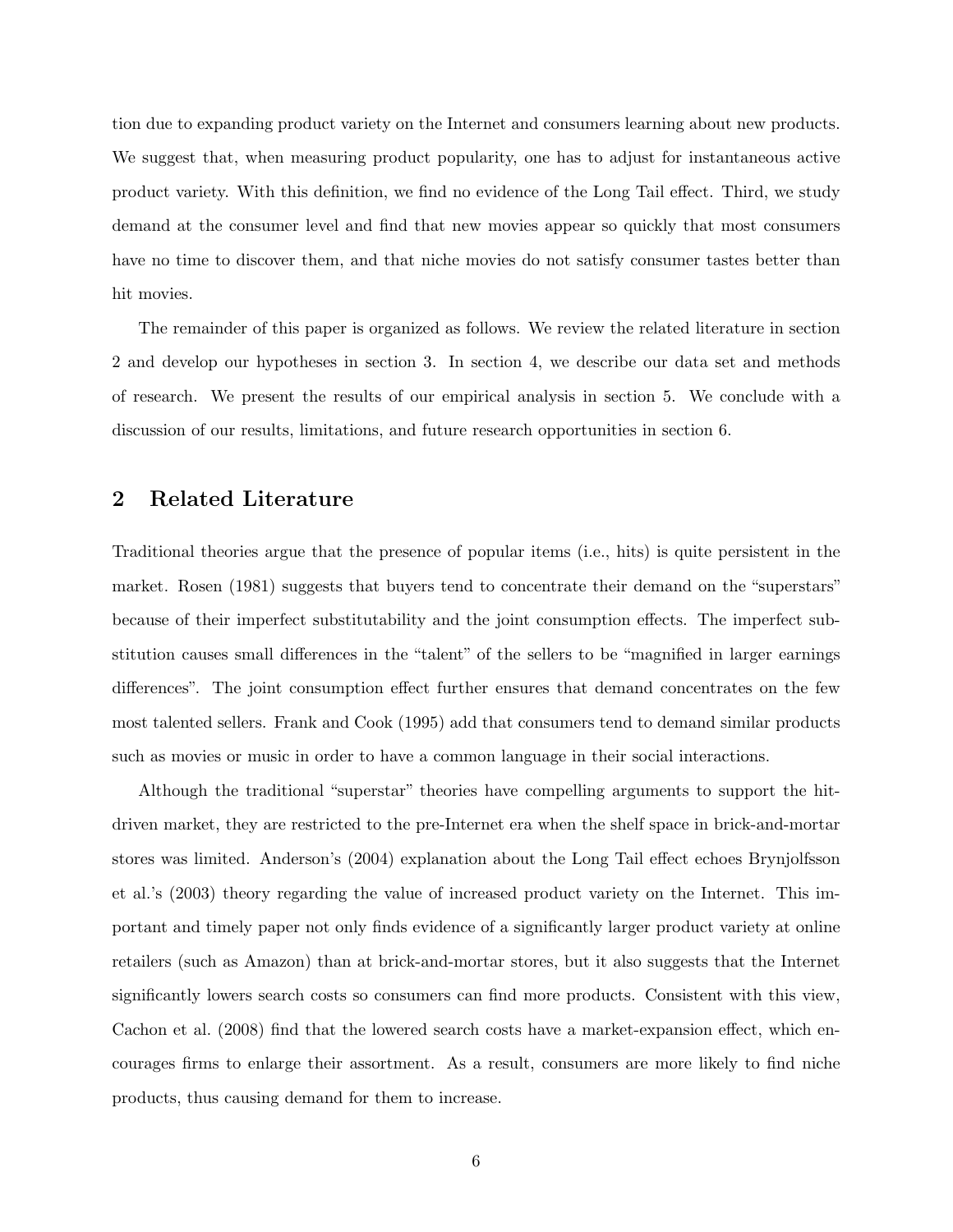tion due to expanding product variety on the Internet and consumers learning about new products. We suggest that, when measuring product popularity, one has to adjust for instantaneous active product variety. With this definition, we find no evidence of the Long Tail effect. Third, we study demand at the consumer level and find that new movies appear so quickly that most consumers have no time to discover them, and that niche movies do not satisfy consumer tastes better than hit movies.

The remainder of this paper is organized as follows. We review the related literature in section 2 and develop our hypotheses in section 3. In section 4, we describe our data set and methods of research. We present the results of our empirical analysis in section 5. We conclude with a discussion of our results, limitations, and future research opportunities in section 6.

## 2 Related Literature

Traditional theories argue that the presence of popular items (i.e., hits) is quite persistent in the market. Rosen (1981) suggests that buyers tend to concentrate their demand on the "superstars" because of their imperfect substitutability and the joint consumption effects. The imperfect substitution causes small differences in the "talent" of the sellers to be "magnified in larger earnings differences". The joint consumption effect further ensures that demand concentrates on the few most talented sellers. Frank and Cook (1995) add that consumers tend to demand similar products such as movies or music in order to have a common language in their social interactions.

Although the traditional "superstar" theories have compelling arguments to support the hit-driven market, they are restricted to the pre-Internet era when the shelf space in brick-and-mortar stores was limited. Anderson's (2004) explanation about the Long Tail effect echoes Brynjolfsson et al.'s (2003) theory regarding the value of increased product variety on the Internet. This important and timely paper not only finds evidence of a significantly larger product variety at online retailers (such as Amazon) than at brick-and-mortar stores, but it also suggests that the Internet significantly lowers search costs so consumers can find more products. Consistent with this view, Cachon et al. (2008) find that the lowered search costs have a market-expansion effect, which encourages firms to enlarge their assortment. As a result, consumers are more likely to find niche products, thus causing demand for them to increase.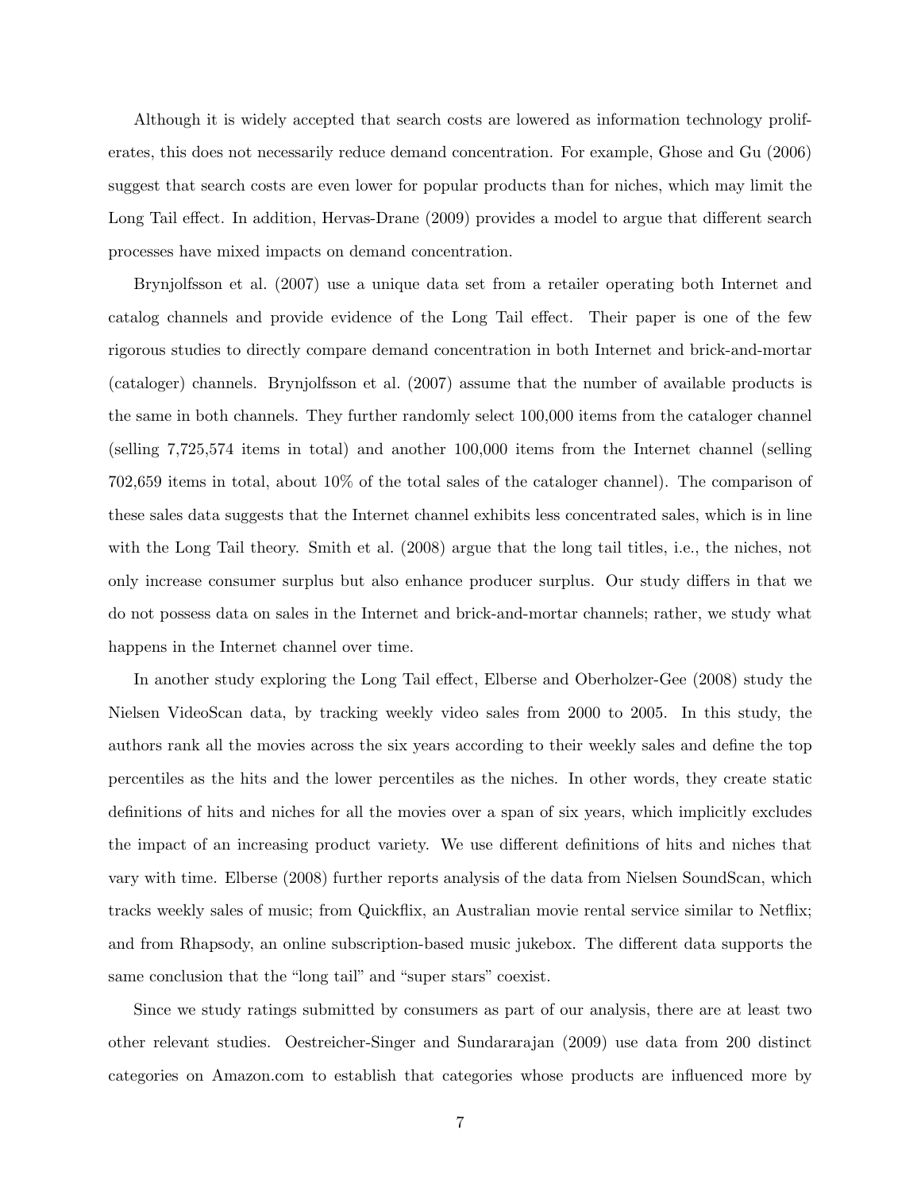Although it is widely accepted that search costs are lowered as information technology proliferates, this does not necessarily reduce demand concentration. For example, Ghose and Gu (2006) suggest that search costs are even lower for popular products than for niches, which may limit the Long Tail effect. In addition, Hervas-Drane (2009) provides a model to argue that different search processes have mixed impacts on demand concentration.

Brynjolfsson et al. (2007) use a unique data set from a retailer operating both Internet and catalog channels and provide evidence of the Long Tail effect. Their paper is one of the few rigorous studies to directly compare demand concentration in both Internet and brick-and-mortar (cataloger) channels. Brynjolfsson et al. (2007) assume that the number of available products is the same in both channels. They further randomly select 100,000 items from the cataloger channel (selling 7,725,574 items in total) and another 100,000 items from the Internet channel (selling 702,659 items in total, about 10% of the total sales of the cataloger channel). The comparison of these sales data suggests that the Internet channel exhibits less concentrated sales, which is in line with the Long Tail theory. Smith et al. (2008) argue that the long tail titles, i.e., the niches, not only increase consumer surplus but also enhance producer surplus. Our study differs in that we do not possess data on sales in the Internet and brick-and-mortar channels; rather, we study what happens in the Internet channel over time.

In another study exploring the Long Tail effect, Elberse and Oberholzer-Gee (2008) study the Nielsen VideoScan data, by tracking weekly video sales from 2000 to 2005. In this study, the authors rank all the movies across the six years according to their weekly sales and define the top percentiles as the hits and the lower percentiles as the niches. In other words, they create static definitions of hits and niches for all the movies over a span of six years, which implicitly excludes the impact of an increasing product variety. We use different definitions of hits and niches that vary with time. Elberse (2008) further reports analysis of the data from Nielsen SoundScan, which tracks weekly sales of music; from Quickflix, an Australian movie rental service similar to Netflix; and from Rhapsody, an online subscription-based music jukebox. The different data supports the same conclusion that the "long tail" and "super stars" coexist.

Since we study ratings submitted by consumers as part of our analysis, there are at least two other relevant studies. Oestreicher-Singer and Sundararajan (2009) use data from 200 distinct categories on Amazon.com to establish that categories whose products are influenced more by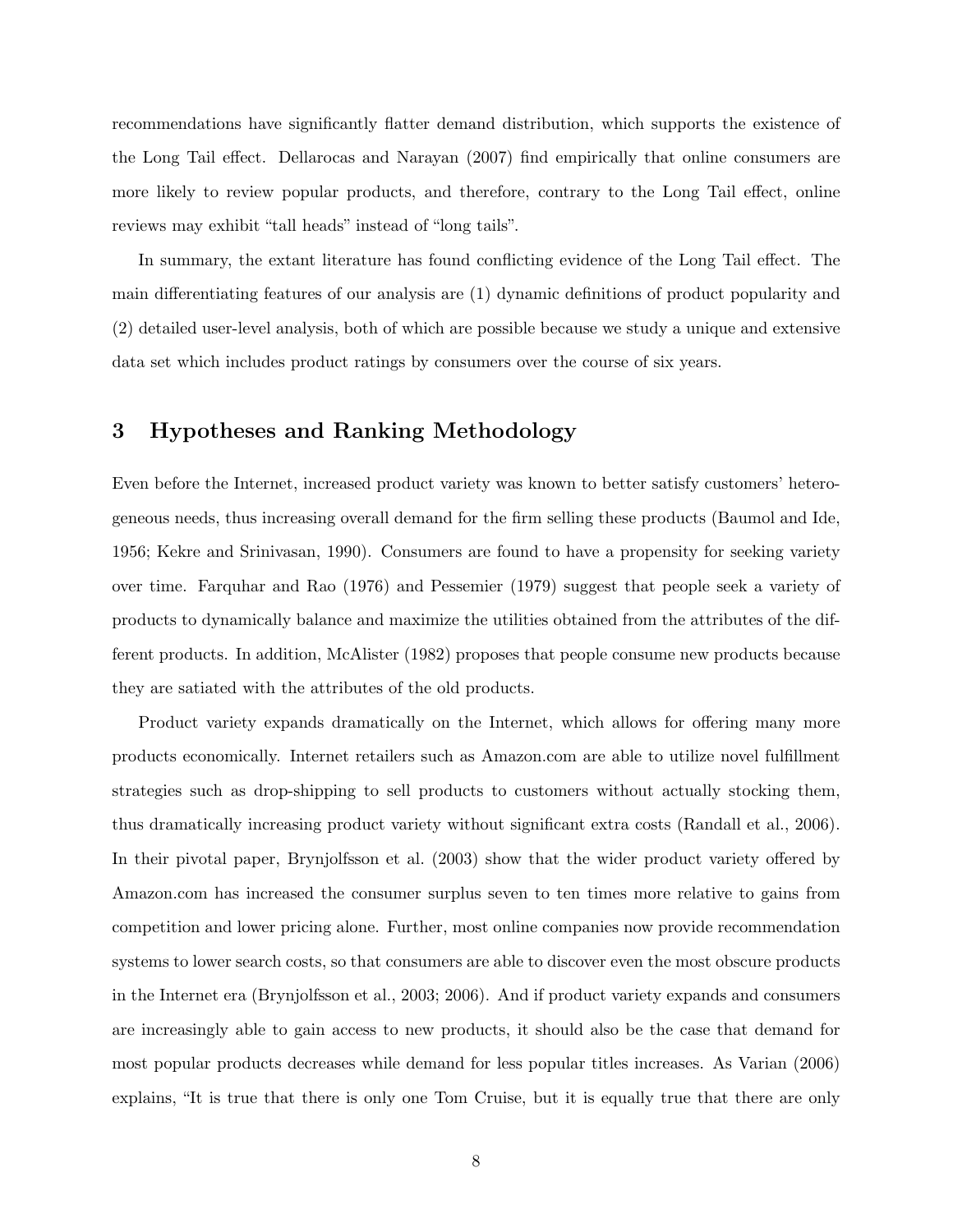recommendations have significantly flatter demand distribution, which supports the existence of the Long Tail effect. Dellarocas and Narayan (2007) find empirically that online consumers are more likely to review popular products, and therefore, contrary to the Long Tail effect, online reviews may exhibit "tall heads" instead of "long tails".

In summary, the extant literature has found conflicting evidence of the Long Tail effect. The main differentiating features of our analysis are (1) dynamic definitions of product popularity and (2) detailed user-level analysis, both of which are possible because we study a unique and extensive data set which includes product ratings by consumers over the course of six years.

## 3 Hypotheses and Ranking Methodology

Even before the Internet, increased product variety was known to better satisfy customers' heterogeneous needs, thus increasing overall demand for the firm selling these products (Baumol and Ide, 1956; Kekre and Srinivasan, 1990). Consumers are found to have a propensity for seeking variety over time. Farquhar and Rao (1976) and Pessemier (1979) suggest that people seek a variety of products to dynamically balance and maximize the utilities obtained from the attributes of the different products. In addition, McAlister (1982) proposes that people consume new products because they are satiated with the attributes of the old products.

Product variety expands dramatically on the Internet, which allows for offering many more products economically. Internet retailers such as Amazon.com are able to utilize novel fulfillment strategies such as drop-shipping to sell products to customers without actually stocking them, thus dramatically increasing product variety without significant extra costs (Randall et al., 2006). In their pivotal paper, Brynjolfsson et al. (2003) show that the wider product variety offered by Amazon.com has increased the consumer surplus seven to ten times more relative to gains from competition and lower pricing alone. Further, most online companies now provide recommendation systems to lower search costs, so that consumers are able to discover even the most obscure products in the Internet era (Brynjolfsson et al., 2003; 2006). And if product variety expands and consumers are increasingly able to gain access to new products, it should also be the case that demand for most popular products decreases while demand for less popular titles increases. As Varian (2006) explains, "It is true that there is only one Tom Cruise, but it is equally true that there are only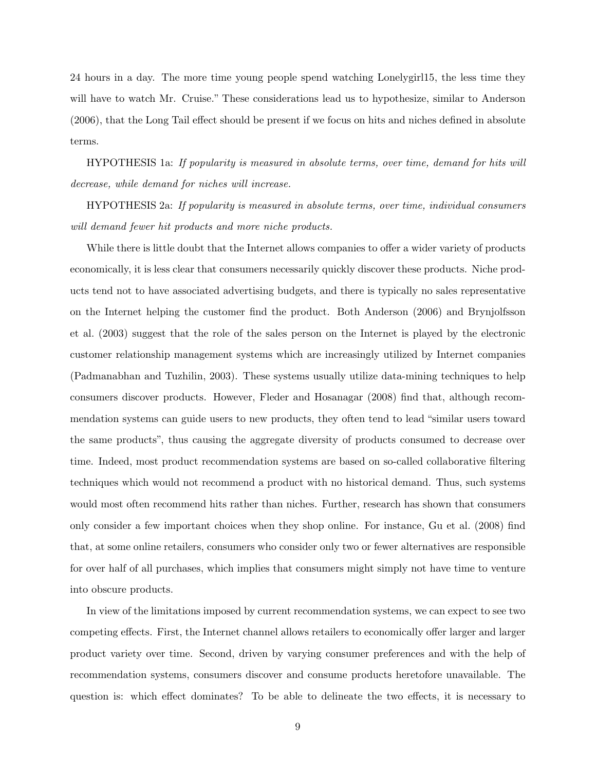24 hours in a day. The more time young people spend watching Lonelygirl15, the less time they will have to watch Mr. Cruise." These considerations lead us to hypothesize, similar to Anderson (2006), that the Long Tail effect should be present if we focus on hits and niches defined in absolute terms.

HYPOTHESIS 1a: *If popularity is measured in absolute terms, over time, demand for hits will decrease, while demand for niches will increase.*

HYPOTHESIS 2a: *If popularity is measured in absolute terms, over time, individual consumers will demand fewer hit products and more niche products.*

While there is little doubt that the Internet allows companies to offer a wider variety of products economically, it is less clear that consumers necessarily quickly discover these products. Niche products tend not to have associated advertising budgets, and there is typically no sales representative on the Internet helping the customer find the product. Both Anderson (2006) and Brynjolfsson et al. (2003) suggest that the role of the sales person on the Internet is played by the electronic customer relationship management systems which are increasingly utilized by Internet companies (Padmanabhan and Tuzhilin, 2003). These systems usually utilize data-mining techniques to help consumers discover products. However, Fleder and Hosanagar (2008) find that, although recommendation systems can guide users to new products, they often tend to lead "similar users toward the same products", thus causing the aggregate diversity of products consumed to decrease over time. Indeed, most product recommendation systems are based on so-called collaborative filtering techniques which would not recommend a product with no historical demand. Thus, such systems would most often recommend hits rather than niches. Further, research has shown that consumers only consider a few important choices when they shop online. For instance, Gu et al. (2008) find that, at some online retailers, consumers who consider only two or fewer alternatives are responsible for over half of all purchases, which implies that consumers might simply not have time to venture into obscure products.

In view of the limitations imposed by current recommendation systems, we can expect to see two competing effects. First, the Internet channel allows retailers to economically offer larger and larger product variety over time. Second, driven by varying consumer preferences and with the help of recommendation systems, consumers discover and consume products heretofore unavailable. The question is: which effect dominates? To be able to delineate the two effects, it is necessary to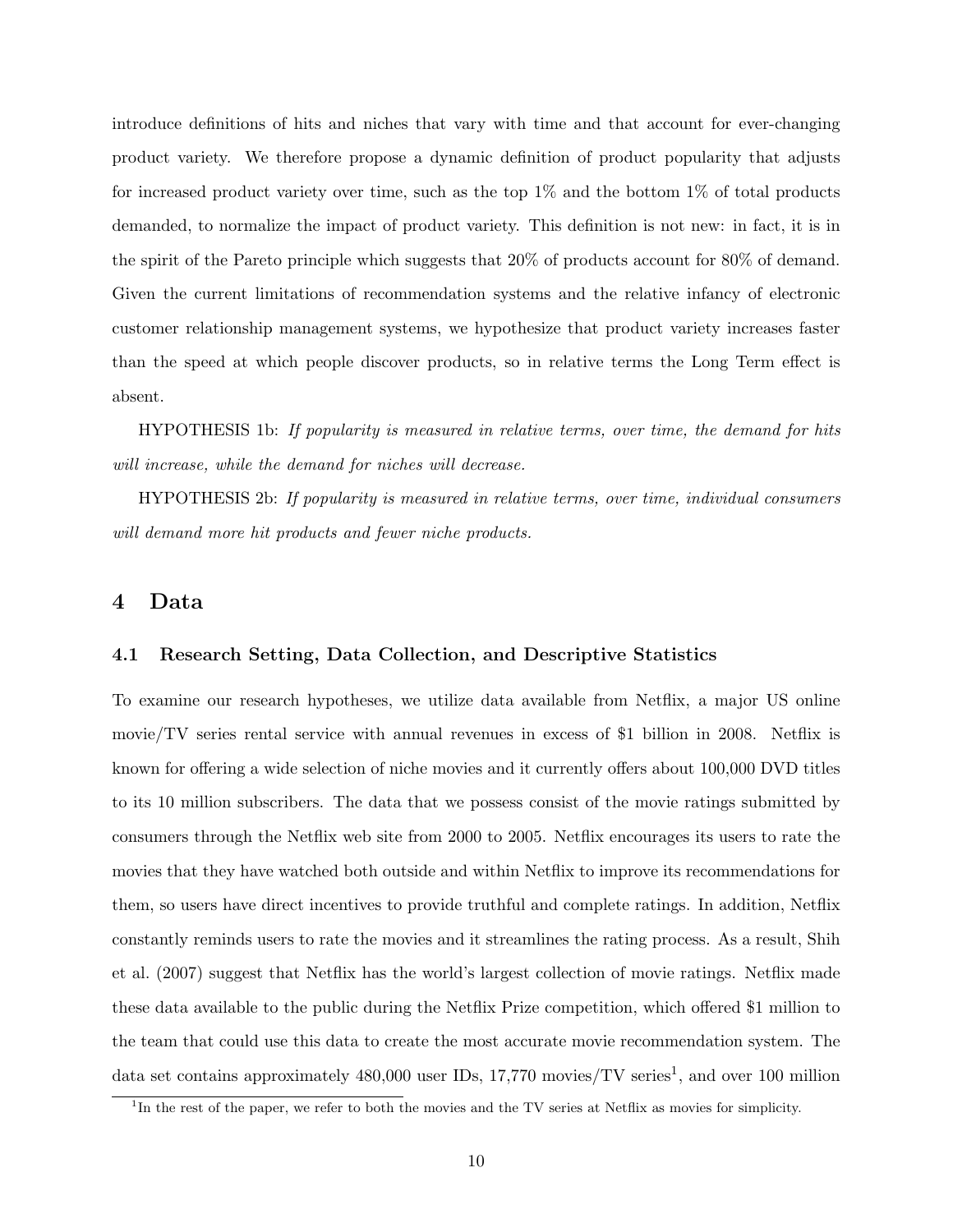introduce definitions of hits and niches that vary with time and that account for ever-changing product variety. We therefore propose a dynamic definition of product popularity that adjusts for increased product variety over time, such as the top 1% and the bottom 1% of total products demanded, to normalize the impact of product variety. This definition is not new: in fact, it is in the spirit of the Pareto principle which suggests that 20% of products account for 80% of demand. Given the current limitations of recommendation systems and the relative infancy of electronic customer relationship management systems, we hypothesize that product variety increases faster than the speed at which people discover products, so in relative terms the Long Term effect is absent.

HYPOTHESIS 1b: *If popularity is measured in relative terms, over time, the demand for hits will increase, while the demand for niches will decrease.*

HYPOTHESIS 2b: *If popularity is measured in relative terms, over time, individual consumers will demand more hit products and fewer niche products.*

# 4 Data

## 4.1 Research Setting, Data Collection, and Descriptive Statistics

To examine our research hypotheses, we utilize data available from Netflix, a major US online movie/TV series rental service with annual revenues in excess of $1 billion in 2008. Netflix is known for offering a wide selection of niche movies and it currently offers about 100,000 DVD titles to its 10 million subscribers. The data that we possess consist of the movie ratings submitted by consumers through the Netflix web site from 2000 to 2005. Netflix encourages its users to rate the movies that they have watched both outside and within Netflix to improve its recommendations for them, so users have direct incentives to provide truthful and complete ratings. In addition, Netflix constantly reminds users to rate the movies and it streamlines the rating process. As a result, Shih et al. (2007) suggest that Netflix has the world's largest collection of movie ratings. Netflix made these data available to the public during the Netflix Prize competition, which offered $1 million to the team that could use this data to create the most accurate movie recommendation system. The data set contains approximately 480,000 user IDs, 17,770 movies/TV series[1], and over 100 million

[1] In the rest of the paper, we refer to both the movies and the TV series at Netflix as movies for simplicity.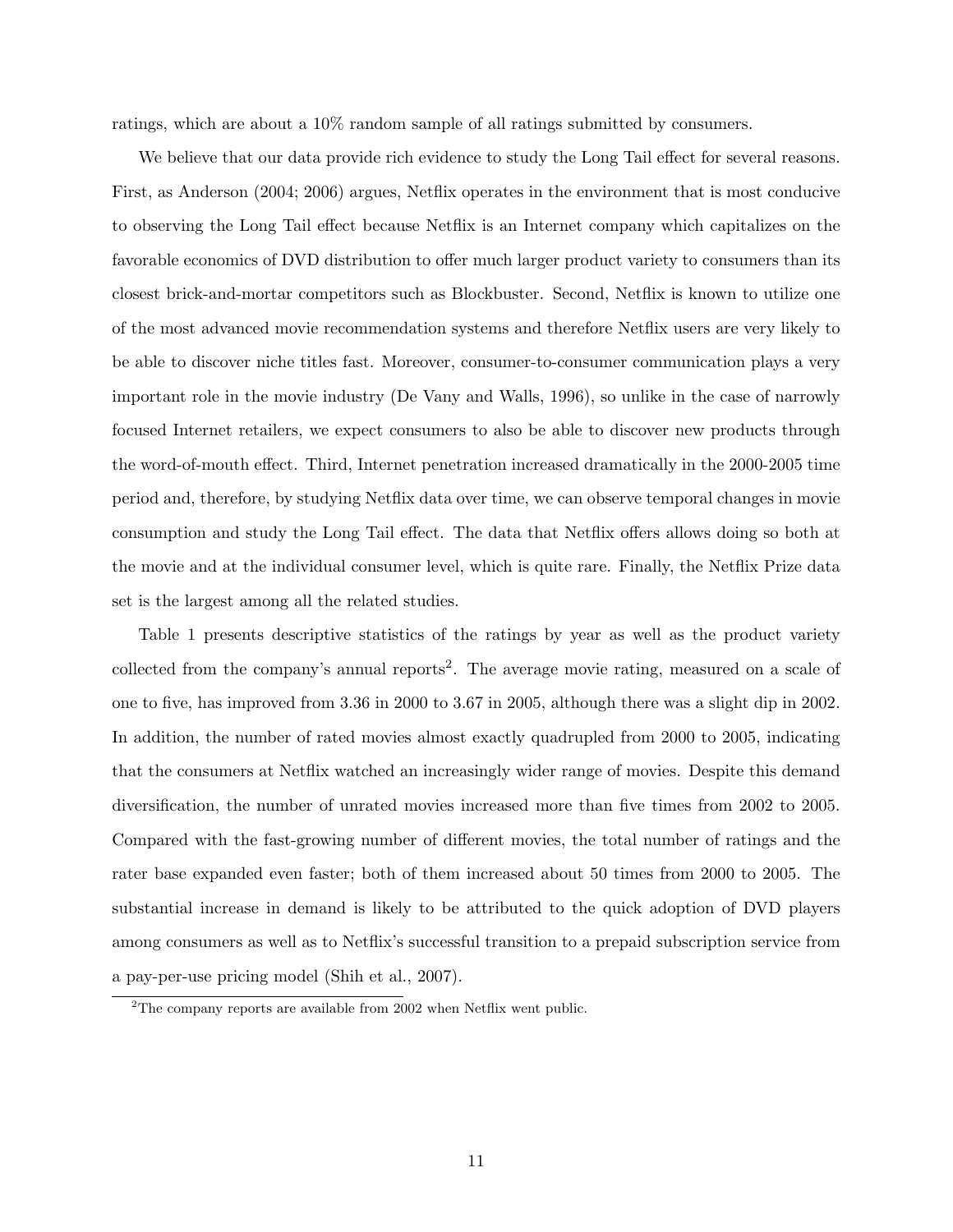ratings, which are about a 10% random sample of all ratings submitted by consumers.

We believe that our data provide rich evidence to study the Long Tail effect for several reasons. First, as Anderson (2004; 2006) argues, Netflix operates in the environment that is most conducive to observing the Long Tail effect because Netflix is an Internet company which capitalizes on the favorable economics of DVD distribution to offer much larger product variety to consumers than its closest brick-and-mortar competitors such as Blockbuster. Second, Netflix is known to utilize one of the most advanced movie recommendation systems and therefore Netflix users are very likely to be able to discover niche titles fast. Moreover, consumer-to-consumer communication plays a very important role in the movie industry (De Vany and Walls, 1996), so unlike in the case of narrowly focused Internet retailers, we expect consumers to also be able to discover new products through the word-of-mouth effect. Third, Internet penetration increased dramatically in the 2000-2005 time period and, therefore, by studying Netflix data over time, we can observe temporal changes in movie consumption and study the Long Tail effect. The data that Netflix offers allows doing so both at the movie and at the individual consumer level, which is quite rare. Finally, the Netflix Prize data set is the largest among all the related studies.

Table 1 presents descriptive statistics of the ratings by year as well as the product variety collected from the company's annual reports[2]. The average movie rating, measured on a scale of one to five, has improved from 3.36 in 2000 to 3.67 in 2005, although there was a slight dip in 2002. In addition, the number of rated movies almost exactly quadrupled from 2000 to 2005, indicating that the consumers at Netflix watched an increasingly wider range of movies. Despite this demand diversification, the number of unrated movies increased more than five times from 2002 to 2005. Compared with the fast-growing number of different movies, the total number of ratings and the rater base expanded even faster; both of them increased about 50 times from 2000 to 2005. The substantial increase in demand is likely to be attributed to the quick adoption of DVD players among consumers as well as to Netflix's successful transition to a prepaid subscription service from a pay-per-use pricing model (Shih et al., 2007).

[2]The company reports are available from 2002 when Netflix went public.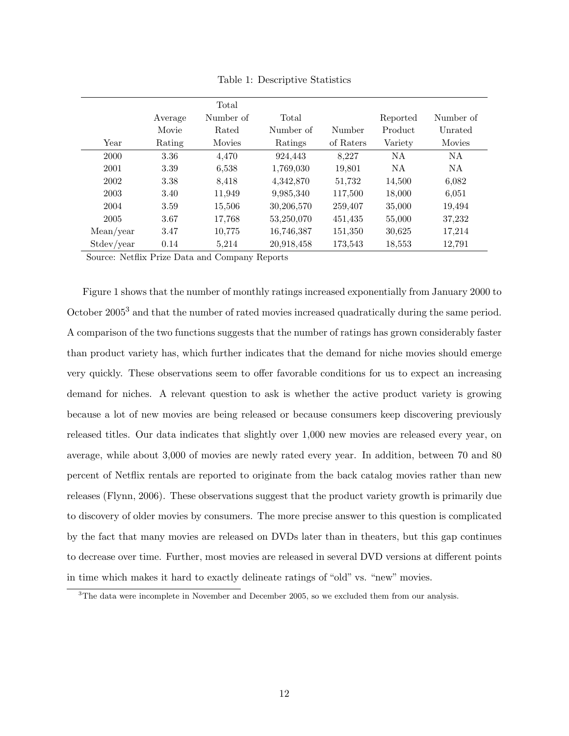Table 1: Descriptive Statistics

| Year | Average Movie Rating | Total Number of Rated Movies | Total Number of Ratings | Number of Raters | Reported Product Variety | Number of Unrated Movies |
|---|---|---|---|---|---|---|
| 2000 | 3.36 | 4,470 | 924,443 | 8,227 | NA | NA |
| 2001 | 3.39 | 6,538 | 1,769,030 | 19,801 | NA | NA |
| 2002 | 3.38 | 8,418 | 4,342,870 | 51,732 | 14,500 | 6,082 |
| 2003 | 3.40 | 11,949 | 9,985,340 | 117,500 | 18,000 | 6,051 |
| 2004 | 3.59 | 15,506 | 30,206,570 | 259,407 | 35,000 | 19,494 |
| 2005 | 3.67 | 17,768 | 53,250,070 | 451,435 | 55,000 | 37,232 |
| Mean/year | 3.47 | 10,775 | 16,746,387 | 151,350 | 30,625 | 17,214 |
| Stdev/year | 0.14 | 5,214 | 20,918,458 | 173,543 | 18,553 | 12,791 |

Source: Netflix Prize Data and Company Reports

Figure 1 shows that the number of monthly ratings increased exponentially from January 2000 to October 2005[3] and that the number of rated movies increased quadratically during the same period. A comparison of the two functions suggests that the number of ratings has grown considerably faster than product variety has, which further indicates that the demand for niche movies should emerge very quickly. These observations seem to offer favorable conditions for us to expect an increasing demand for niches. A relevant question to ask is whether the active product variety is growing because a lot of new movies are being released or because consumers keep discovering previously released titles. Our data indicates that slightly over 1,000 new movies are released every year, on average, while about 3,000 of movies are newly rated every year. In addition, between 70 and 80 percent of Netflix rentals are reported to originate from the back catalog movies rather than new releases (Flynn, 2006). These observations suggest that the product variety growth is primarily due to discovery of older movies by consumers. The more precise answer to this question is complicated by the fact that many movies are released on DVDs later than in theaters, but this gap continues to decrease over time. Further, most movies are released in several DVD versions at different points in time which makes it hard to exactly delineate ratings of "old" vs. "new" movies.

[3]The data were incomplete in November and December 2005, so we excluded them from our analysis.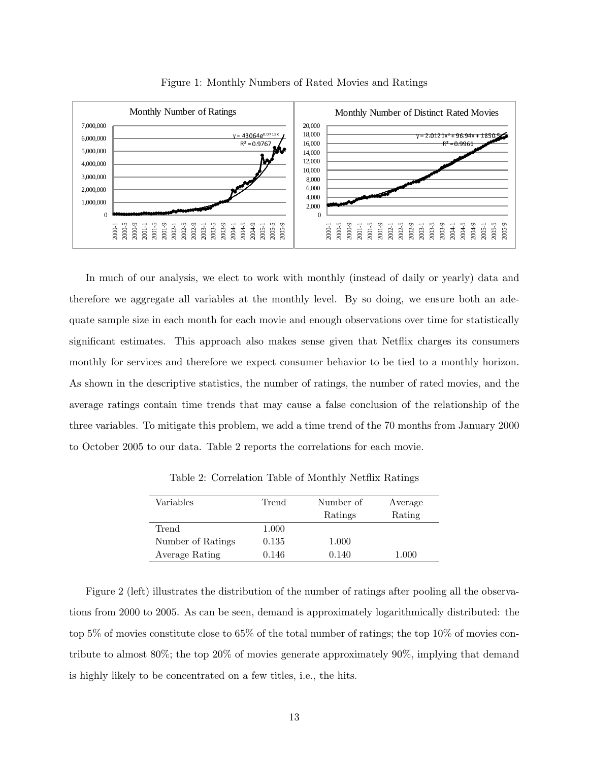Figure 1: Monthly Numbers of Rated Movies and Ratings

In much of our analysis, we elect to work with monthly (instead of daily or yearly) data and therefore we aggregate all variables at the monthly level. By so doing, we ensure both an adequate sample size in each month for each movie and enough observations over time for statistically significant estimates. This approach also makes sense given that Netflix charges its consumers monthly for services and therefore we expect consumer behavior to be tied to a monthly horizon. As shown in the descriptive statistics, the number of ratings, the number of rated movies, and the average ratings contain time trends that may cause a false conclusion of the relationship of the three variables. To mitigate this problem, we add a time trend of the 70 months from January 2000 to October 2005 to our data. Table 2 reports the correlations for each movie.

Table 2: Correlation Table of Monthly Netflix Ratings

| Variables | Trend | Number of Ratings | Average Rating |
|---|---|---|---|
| Trend | 1.000 | | |
| Number of Ratings | 0.135 | 1.000 | |
| Average Rating | 0.146 | 0.140 | 1.000 |

Figure 2 (left) illustrates the distribution of the number of ratings after pooling all the observations from 2000 to 2005. As can be seen, demand is approximately logarithmically distributed: the top 5% of movies constitute close to 65% of the total number of ratings; the top 10% of movies contribute to almost 80%; the top 20% of movies generate approximately 90%, implying that demand is highly likely to be concentrated on a few titles, i.e., the hits.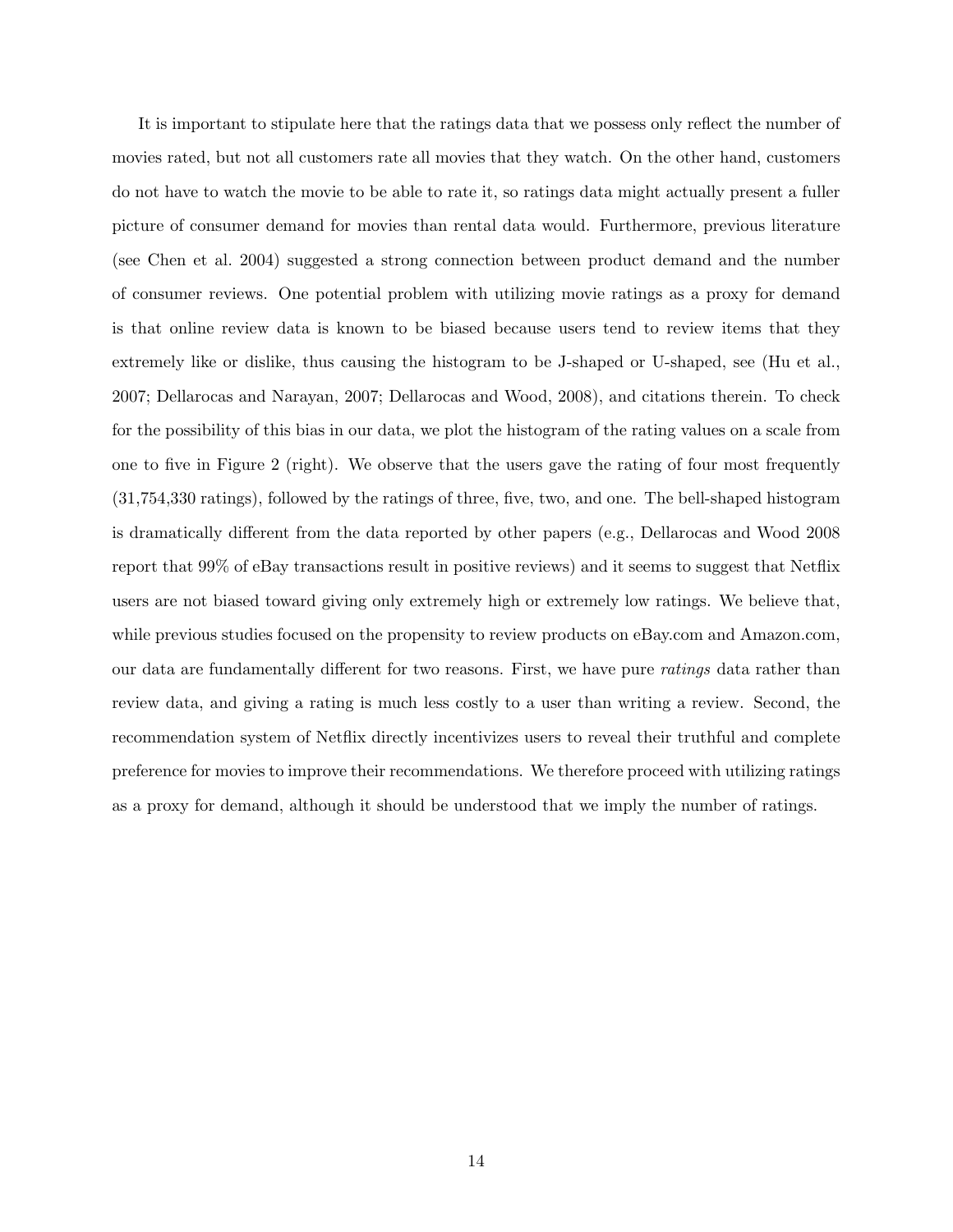It is important to stipulate here that the ratings data that we possess only reflect the number of movies rated, but not all customers rate all movies that they watch. On the other hand, customers do not have to watch the movie to be able to rate it, so ratings data might actually present a fuller picture of consumer demand for movies than rental data would. Furthermore, previous literature (see Chen et al. 2004) suggested a strong connection between product demand and the number of consumer reviews. One potential problem with utilizing movie ratings as a proxy for demand is that online review data is known to be biased because users tend to review items that they extremely like or dislike, thus causing the histogram to be J-shaped or U-shaped, see (Hu et al., 2007; Dellarocas and Narayan, 2007; Dellarocas and Wood, 2008), and citations therein. To check for the possibility of this bias in our data, we plot the histogram of the rating values on a scale from one to five in Figure 2 (right). We observe that the users gave the rating of four most frequently (31,754,330 ratings), followed by the ratings of three, five, two, and one. The bell-shaped histogram is dramatically different from the data reported by other papers (e.g., Dellarocas and Wood 2008 report that 99% of eBay transactions result in positive reviews) and it seems to suggest that Netflix users are not biased toward giving only extremely high or extremely low ratings. We believe that, while previous studies focused on the propensity to review products on eBay.com and Amazon.com, our data are fundamentally different for two reasons. First, we have pure *ratings* data rather than review data, and giving a rating is much less costly to a user than writing a review. Second, the recommendation system of Netflix directly incentivizes users to reveal their truthful and complete preference for movies to improve their recommendations. We therefore proceed with utilizing ratings as a proxy for demand, although it should be understood that we imply the number of ratings.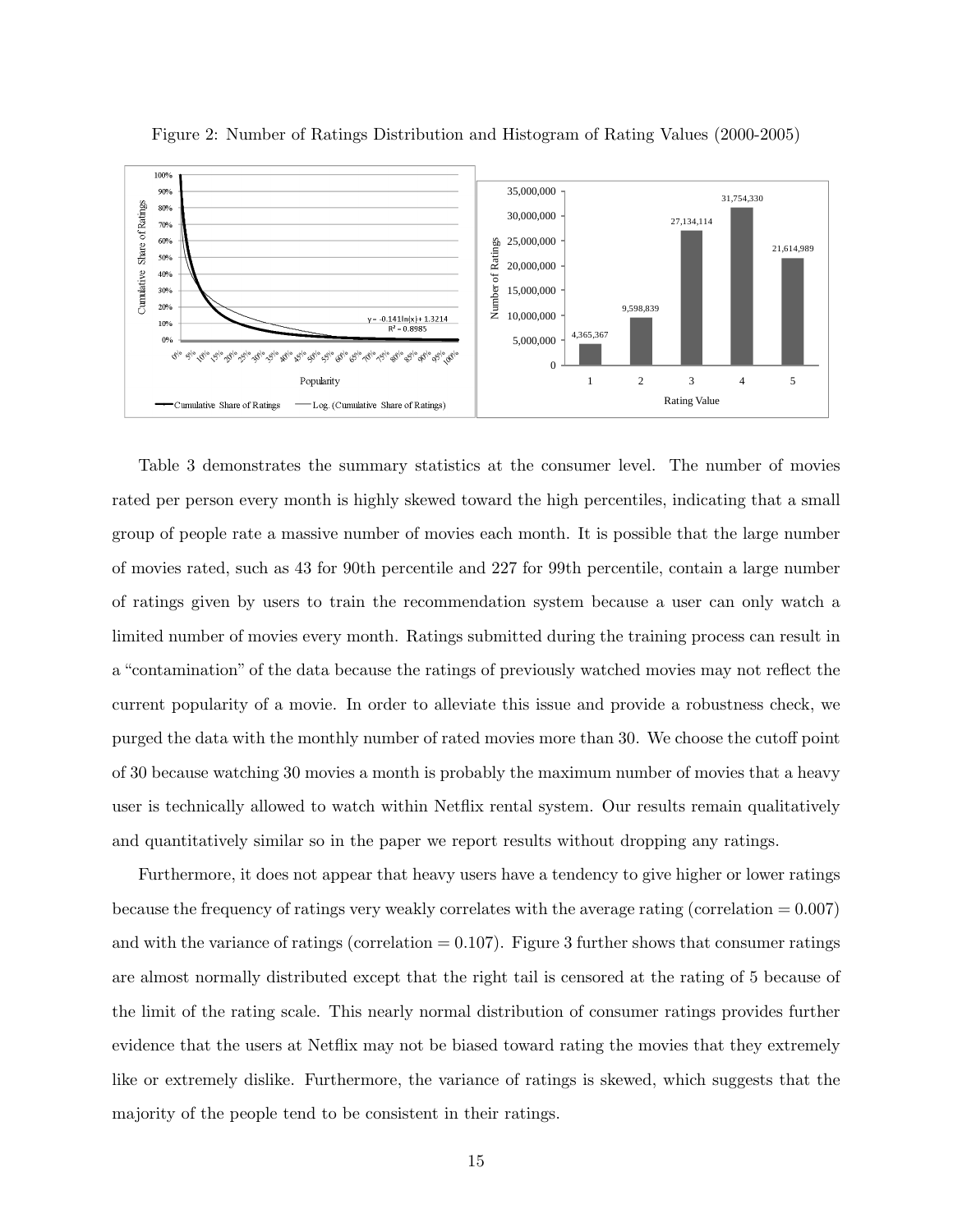Figure 2: Number of Ratings Distribution and Histogram of Rating Values (2000-2005)

Table 3 demonstrates the summary statistics at the consumer level. The number of movies rated per person every month is highly skewed toward the high percentiles, indicating that a small group of people rate a massive number of movies each month. It is possible that the large number of movies rated, such as 43 for 90th percentile and 227 for 99th percentile, contain a large number of ratings given by users to train the recommendation system because a user can only watch a limited number of movies every month. Ratings submitted during the training process can result in a "contamination" of the data because the ratings of previously watched movies may not reflect the current popularity of a movie. In order to alleviate this issue and provide a robustness check, we purged the data with the monthly number of rated movies more than 30. We choose the cutoff point of 30 because watching 30 movies a month is probably the maximum number of movies that a heavy user is technically allowed to watch within Netflix rental system. Our results remain qualitatively and quantitatively similar so in the paper we report results without dropping any ratings.

Furthermore, it does not appear that heavy users have a tendency to give higher or lower ratings because the frequency of ratings very weakly correlates with the average rating (correlation = 0.007) and with the variance of ratings (correlation = 0.107). Figure 3 further shows that consumer ratings are almost normally distributed except that the right tail is censored at the rating of 5 because of the limit of the rating scale. This nearly normal distribution of consumer ratings provides further evidence that the users at Netflix may not be biased toward rating the movies that they extremely like or extremely dislike. Furthermore, the variance of ratings is skewed, which suggests that the majority of the people tend to be consistent in their ratings.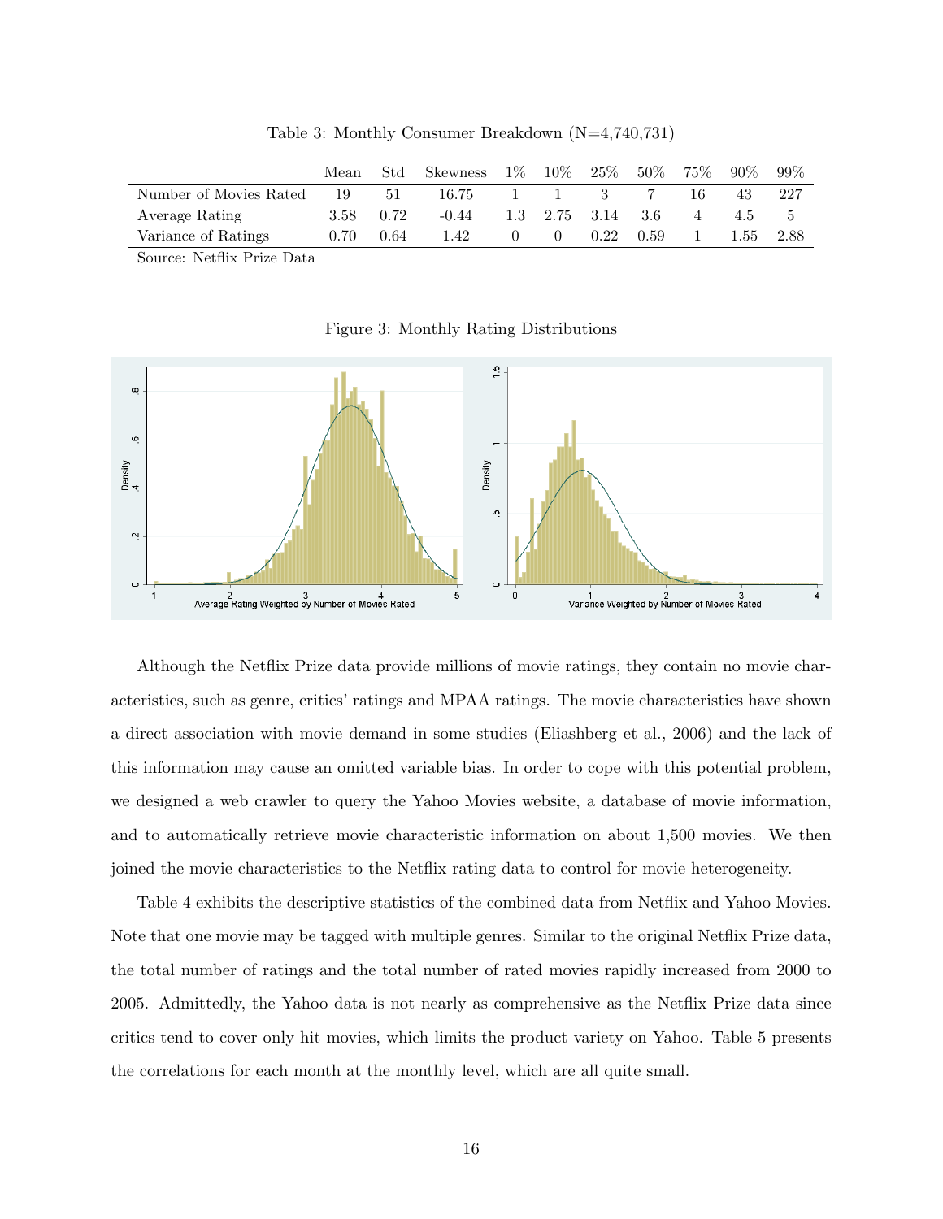Table 3: Monthly Consumer Breakdown (N=4,740,731)

| | Mean | Std | Skewness | 1% | 10% | 25% | 50% | 75% | 90% | 99% |
|---|---|---|---|---|---|---|---|---|---|---|
| Number of Movies Rated | 19 | 51 | 16.75 | 1 | 1 | 3 | 7 | 16 | 43 | 227 |
| Average Rating | 3.58 | 0.72 | -0.44 | 1.3 | 2.75 | 3.14 | 3.6 | 4 | 4.5 | 5 |
| Variance of Ratings | 0.70 | 0.64 | 1.42 | 0 | 0 | 0.22 | 0.59 | 1 | 1.55 | 2.88 |

Source: Netflix Prize Data

Figure 3: Monthly Rating Distributions

Although the Netflix Prize data provide millions of movie ratings, they contain no movie characteristics, such as genre, critics' ratings and MPAA ratings. The movie characteristics have shown a direct association with movie demand in some studies (Eliashberg et al., 2006) and the lack of this information may cause an omitted variable bias. In order to cope with this potential problem, we designed a web crawler to query the Yahoo Movies website, a database of movie information, and to automatically retrieve movie characteristic information on about 1,500 movies. We then joined the movie characteristics to the Netflix rating data to control for movie heterogeneity.

Table 4 exhibits the descriptive statistics of the combined data from Netflix and Yahoo Movies. Note that one movie may be tagged with multiple genres. Similar to the original Netflix Prize data, the total number of ratings and the total number of rated movies rapidly increased from 2000 to 2005. Admittedly, the Yahoo data is not nearly as comprehensive as the Netflix Prize data since critics tend to cover only hit movies, which limits the product variety on Yahoo. Table 5 presents the correlations for each month at the monthly level, which are all quite small.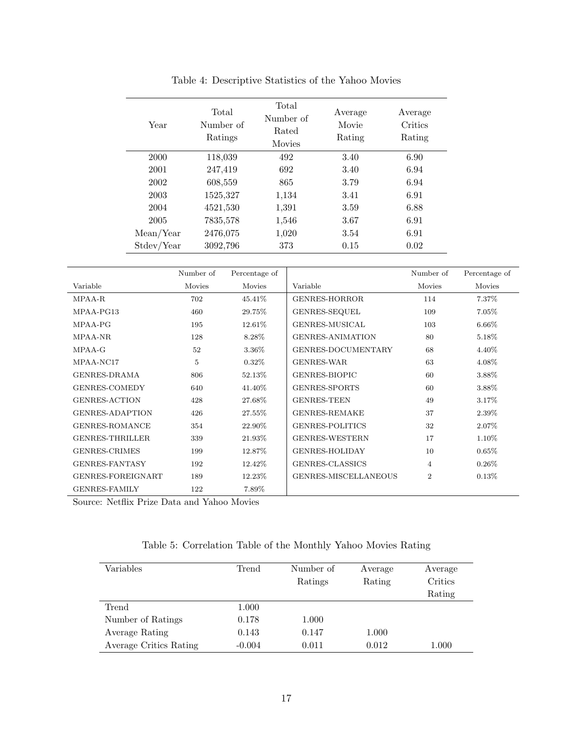Table 4: Descriptive Statistics of the Yahoo Movies

| Year | Total Number of Ratings | Total Number of Rated Movies | Average Movie Rating | Average Critics Rating |
|---|---|---|---|---|
| 2000 | 118,039 | 492 | 3.40 | 6.90 |
| 2001 | 247,419 | 692 | 3.40 | 6.94 |
| 2002 | 608,559 | 865 | 3.79 | 6.94 |
| 2003 | 1525,327 | 1,134 | 3.41 | 6.91 |
| 2004 | 4521,530 | 1,391 | 3.59 | 6.88 |
| 2005 | 7835,578 | 1,546 | 3.67 | 6.91 |
| Mean/Year | 2476,075 | 1,020 | 3.54 | 6.91 |
| Stdev/Year | 3092,796 | 373 | 0.15 | 0.02 |

| Variable | Number of Movies | Percentage of Movies | Variable | Number of Movies | Percentage of Movies |
|---|---|---|---|---|---|
| MPAA-R | 702 | 45.41% | GENRES-HORROR | 114 | 7.37% |
| MPAA-PG13 | 460 | 29.75% | GENRES-SEQUEL | 109 | 7.05% |
| MPAA-PG | 195 | 12.61% | GENRES-MUSICAL | 103 | 6.66% |
| MPAA-NR | 128 | 8.28% | GENRES-ANIMATION | 80 | 5.18% |
| MPAA-G | 52 | 3.36% | GENRES-DOCUMENTARY | 68 | 4.40% |
| MPAA-NC17 | 5 | 0.32% | GENRES-WAR | 63 | 4.08% |
| GENRES-DRAMA | 806 | 52.13% | GENRES-BIOPIC | 60 | 3.88% |
| GENRES-COMEDY | 640 | 41.40% | GENRES-SPORTS | 60 | 3.88% |
| GENRES-ACTION | 428 | 27.68% | GENRES-TEEN | 49 | 3.17% |
| GENRES-ADAPTION | 426 | 27.55% | GENRES-REMAKE | 37 | 2.39% |
| GENRES-ROMANCE | 354 | 22.90% | GENRES-POLITICS | 32 | 2.07% |
| GENRES-THRILLER | 339 | 21.93% | GENRES-WESTERN | 17 | 1.10% |
| GENRES-CRIMES | 199 | 12.87% | GENRES-HOLIDAY | 10 | 0.65% |
| GENRES-FANTASY | 192 | 12.42% | GENRES-CLASSICS | 4 | 0.26% |
| GENRES-FOREIGNART | 189 | 12.23% | GENRES-MISCELLANEOUS | 2 | 0.13% |
| GENRES-FAMILY | 122 | 7.89% | | | |

Source: Netflix Prize Data and Yahoo Movies

Table 5: Correlation Table of the Monthly Yahoo Movies Rating

| Variables | Trend | Number of Ratings | Average Rating | Average Critics Rating |
|---|---|---|---|---|
| Trend | 1.000 | | | |
| Number of Ratings | 0.178 | 1.000 | | |
| Average Rating | 0.143 | 0.147 | 1.000 | |
| Average Critics Rating | -0.004 | 0.011 | 0.012 | 1.000 |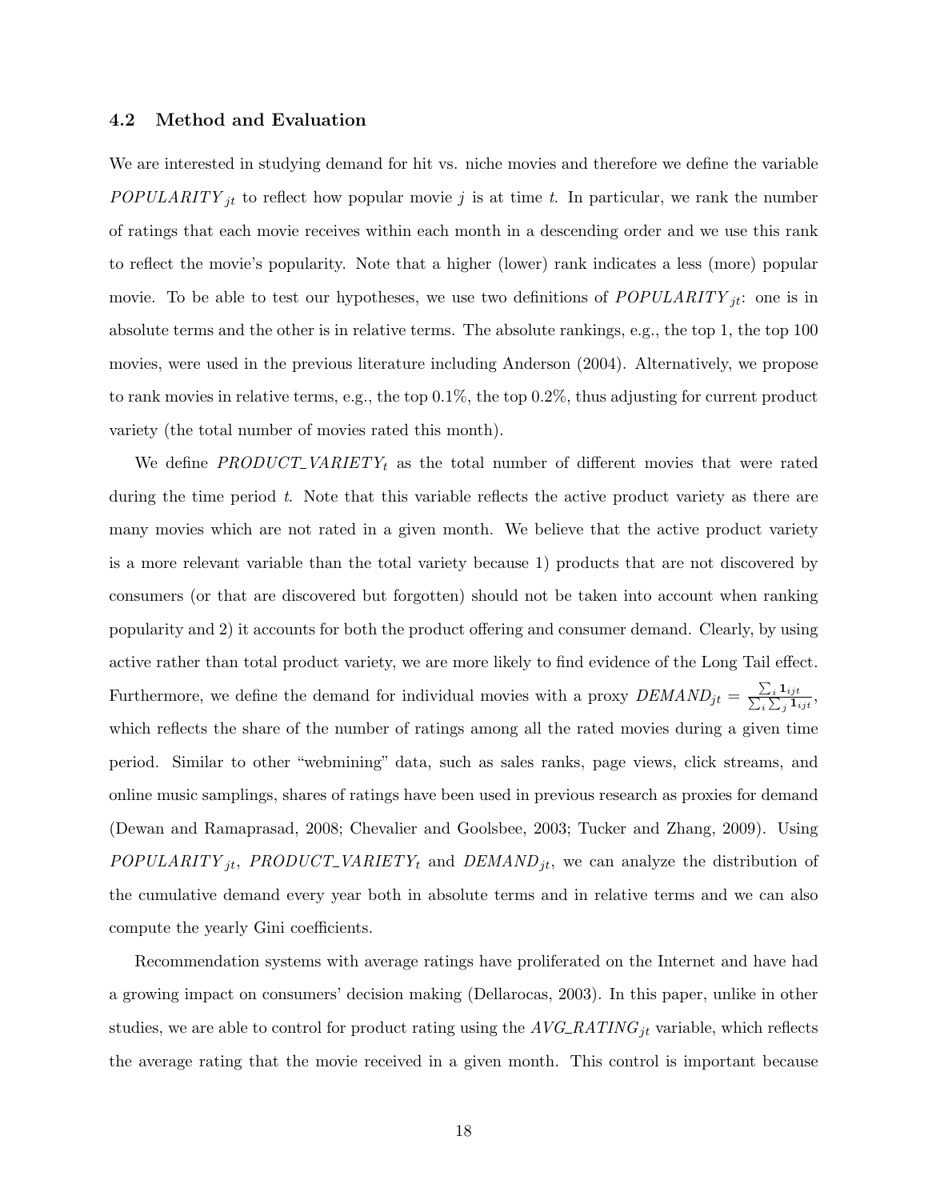### 4.2 Method and Evaluation

We are interested in studying demand for hit vs. niche movies and therefore we define the variable $POPULARITY_{jt}$ to reflect how popular movie $j$ is at time $t$. In particular, we rank the number of ratings that each movie receives within each month in a descending order and we use this rank to reflect the movie's popularity. Note that a higher (lower) rank indicates a less (more) popular movie. To be able to test our hypotheses, we use two definitions of $POPULARITY_{jt}$: one is in absolute terms and the other is in relative terms. The absolute rankings, e.g., the top 1, the top 100 movies, were used in the previous literature including Anderson (2004). Alternatively, we propose to rank movies in relative terms, e.g., the top 0.1%, the top 0.2%, thus adjusting for current product variety (the total number of movies rated this month).

We define $PRODUCT\_VARIETY_t$ as the total number of different movies that were rated during the time period $t$. Note that this variable reflects the active product variety as there are many movies which are not rated in a given month. We believe that the active product variety is a more relevant variable than the total variety because 1) products that are not discovered by consumers (or that are discovered but forgotten) should not be taken into account when ranking popularity and 2) it accounts for both the product offering and consumer demand. Clearly, by using active rather than total product variety, we are more likely to find evidence of the Long Tail effect. Furthermore, we define the demand for individual movies with a proxy $DEMAND_{jt} = \frac{\sum_i \mathbf{1}_{ijt}}{\sum_i \sum_j \mathbf{1}_{ijt}}$, which reflects the share of the number of ratings among all the rated movies during a given time period. Similar to other "webmining" data, such as sales ranks, page views, click streams, and online music samplings, shares of ratings have been used in previous research as proxies for demand (Dewan and Ramaprasad, 2008; Chevalier and Goolsbee, 2003; Tucker and Zhang, 2009). Using $POPULARITY_{jt}$, $PRODUCT\_VARIETY_t$ and $DEMAND_{jt}$, we can analyze the distribution of the cumulative demand every year both in absolute terms and in relative terms and we can also compute the yearly Gini coefficients.

Recommendation systems with average ratings have proliferated on the Internet and have had a growing impact on consumers' decision making (Dellarocas, 2003). In this paper, unlike in other studies, we are able to control for product rating using the $AVG\_RATING_{jt}$ variable, which reflects the average rating that the movie received in a given month. This control is important because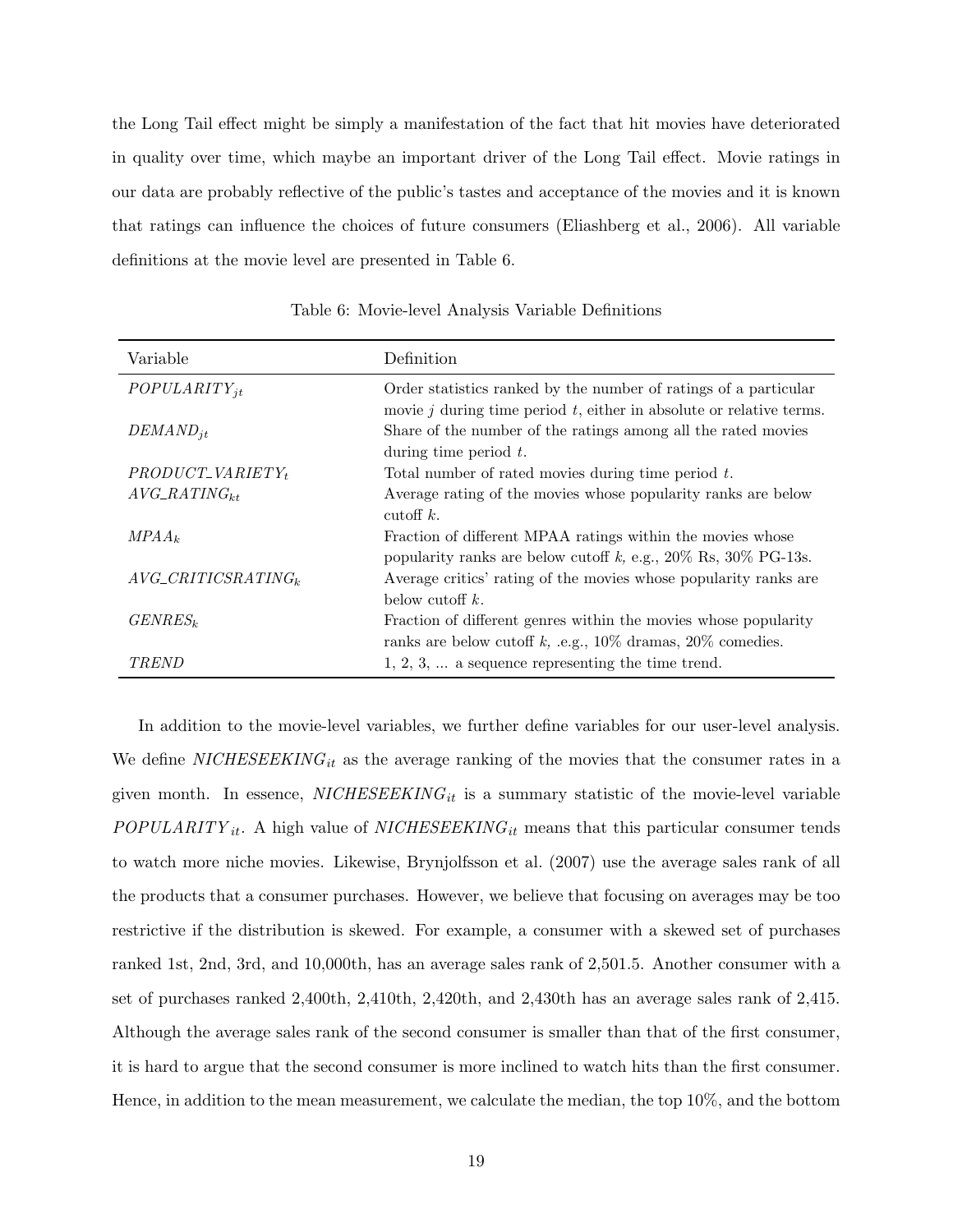the Long Tail effect might be simply a manifestation of the fact that hit movies have deteriorated in quality over time, which maybe an important driver of the Long Tail effect. Movie ratings in our data are probably reflective of the public's tastes and acceptance of the movies and it is known that ratings can influence the choices of future consumers (Eliashberg et al., 2006). All variable definitions at the movie level are presented in Table 6.

Table 6: Movie-level Analysis Variable Definitions

| Variable | Definition |
|---|---|
| $POPULARITY_{jt}$ | Order statistics ranked by the number of ratings of a particular movie $j$ during time period $t$, either in absolute or relative terms. |
| $DEMAND_{jt}$ | Share of the number of the ratings among all the rated movies during time period $t$. |
| $PRODUCT\_VARIETY_t$ | Total number of rated movies during time period $t$. |
| $AVG\_RATING_{kt}$ | Average rating of the movies whose popularity ranks are below cutoff $k$. |
| $MPAA_k$ | Fraction of different MPAA ratings within the movies whose popularity ranks are below cutoff $k$, e.g., 20% Rs, 30% PG-13s. |
| $AVG\_CRITICSRATING_k$ | Average critics' rating of the movies whose popularity ranks are below cutoff $k$. |
| $GENRES_k$ | Fraction of different genres within the movies whose popularity ranks are below cutoff $k$, .e.g., 10% dramas, 20% comedies. |
| $TREND$ | 1, 2, 3, ... a sequence representing the time trend. |

In addition to the movie-level variables, we further define variables for our user-level analysis. We define $NICHESEEKING_{it}$ as the average ranking of the movies that the consumer rates in a given month. In essence, $NICHESEEKING_{it}$ is a summary statistic of the movie-level variable $POPULARITY_{it}$. A high value of $NICHESEEKING_{it}$ means that this particular consumer tends to watch more niche movies. Likewise, Brynjolfsson et al. (2007) use the average sales rank of all the products that a consumer purchases. However, we believe that focusing on averages may be too restrictive if the distribution is skewed. For example, a consumer with a skewed set of purchases ranked 1st, 2nd, 3rd, and 10,000th, has an average sales rank of 2,501.5. Another consumer with a set of purchases ranked 2,400th, 2,410th, 2,420th, and 2,430th has an average sales rank of 2,415. Although the average sales rank of the second consumer is smaller than that of the first consumer, it is hard to argue that the second consumer is more inclined to watch hits than the first consumer. Hence, in addition to the mean measurement, we calculate the median, the top 10%, and the bottom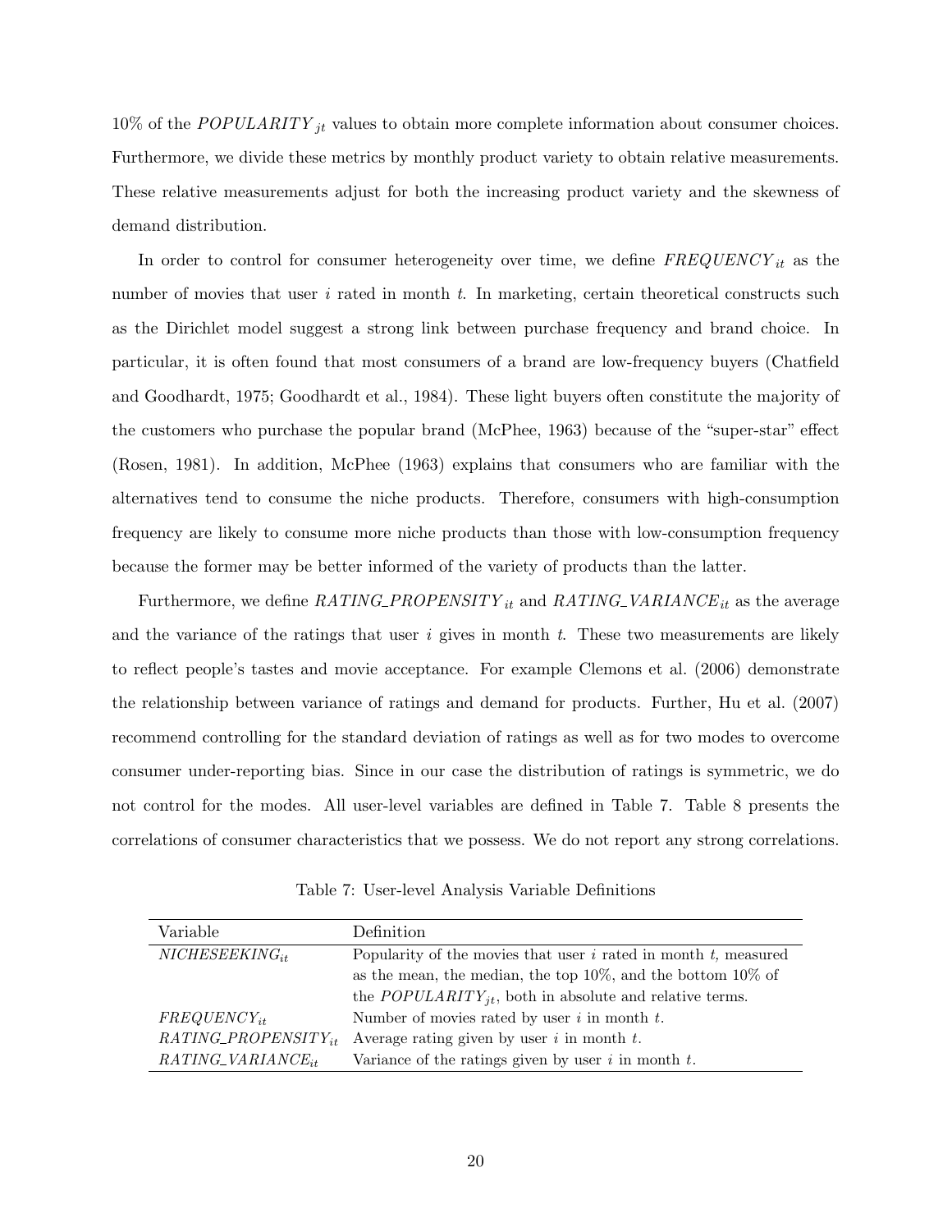10% of the $POPULARITY_{jt}$ values to obtain more complete information about consumer choices. Furthermore, we divide these metrics by monthly product variety to obtain relative measurements. These relative measurements adjust for both the increasing product variety and the skewness of demand distribution.

In order to control for consumer heterogeneity over time, we define $FREQUENCY_{it}$ as the number of movies that user $i$ rated in month $t$. In marketing, certain theoretical constructs such as the Dirichlet model suggest a strong link between purchase frequency and brand choice. In particular, it is often found that most consumers of a brand are low-frequency buyers (Chatfield and Goodhardt, 1975; Goodhardt et al., 1984). These light buyers often constitute the majority of the customers who purchase the popular brand (McPhee, 1963) because of the "super-star" effect (Rosen, 1981). In addition, McPhee (1963) explains that consumers who are familiar with the alternatives tend to consume the niche products. Therefore, consumers with high-consumption frequency are likely to consume more niche products than those with low-consumption frequency because the former may be better informed of the variety of products than the latter.

Furthermore, we define $RATING\_PROPENSITY_{it}$ and $RATING\_VARIANCE_{it}$ as the average and the variance of the ratings that user $i$ gives in month $t$. These two measurements are likely to reflect people's tastes and movie acceptance. For example Clemons et al. (2006) demonstrate the relationship between variance of ratings and demand for products. Further, Hu et al. (2007) recommend controlling for the standard deviation of ratings as well as for two modes to overcome consumer under-reporting bias. Since in our case the distribution of ratings is symmetric, we do not control for the modes. All user-level variables are defined in Table 7. Table 8 presents the correlations of consumer characteristics that we possess. We do not report any strong correlations.

Table 7: User-level Analysis Variable Definitions

| Variable | Definition |
|---|---|
| $NICHESEEKING_{it}$ | Popularity of the movies that user $i$ rated in month $t$, measured as the mean, the median, the top 10%, and the bottom 10% of the $POPULARITY_{jt}$, both in absolute and relative terms. |
| $FREQUENCY_{it}$ | Number of movies rated by user $i$ in month $t$. |
| $RATING\_PROPENSITY_{it}$ | Average rating given by user $i$ in month $t$. |
| $RATING\_VARIANCE_{it}$ | Variance of the ratings given by user $i$ in month $t$. |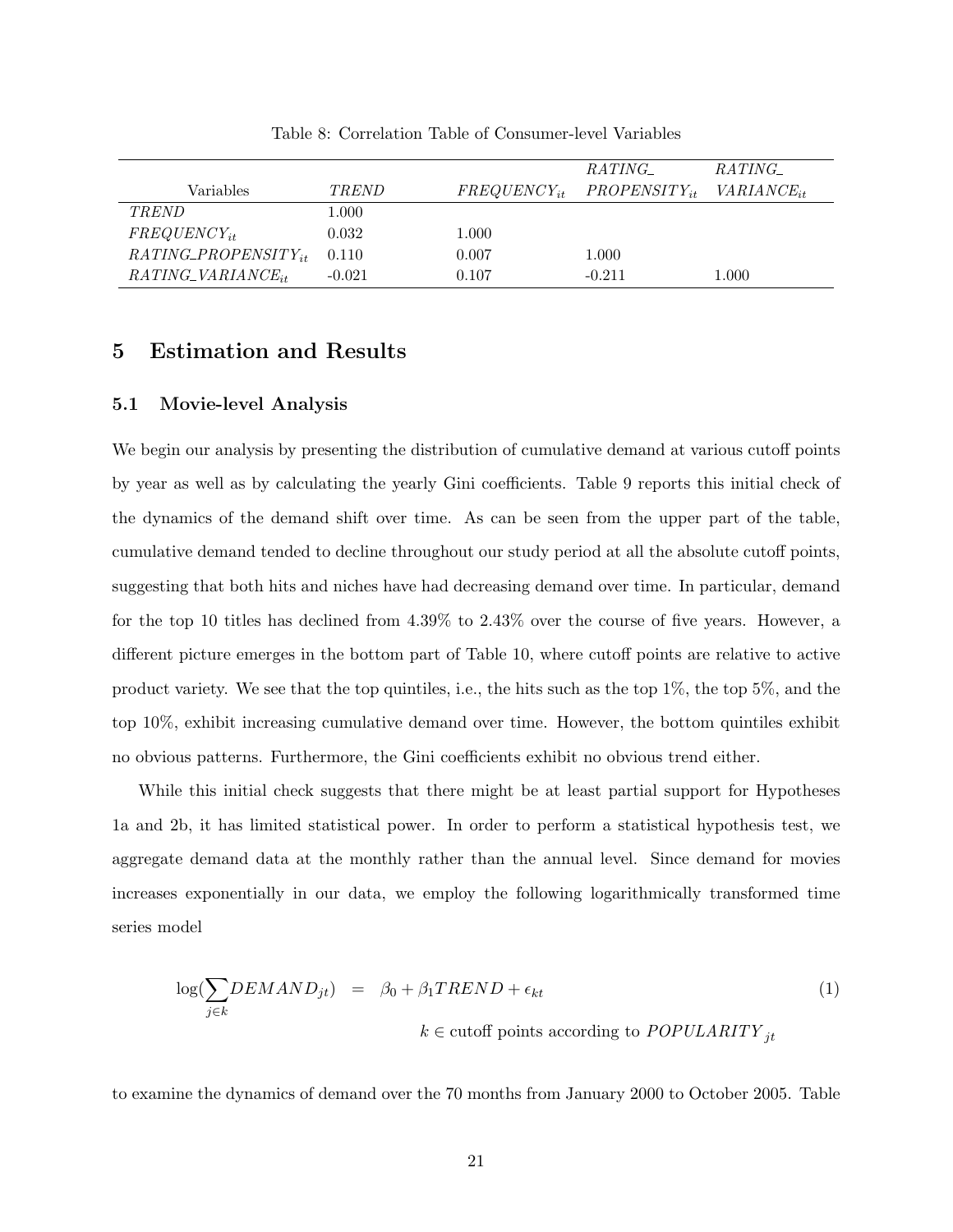Table 8: Correlation Table of Consumer-level Variables

| Variables | $TREND$ | $FREQUENCY_{it}$ | $RATING\_PROPENSITY_{it}$ | $RATING\_VARIANCE_{it}$ |
|---|---|---|---|---|
| $TREND$ | 1.000 | | | |
| $FREQUENCY_{it}$ | 0.032 | 1.000 | | |
| $RATING\_PROPENSITY_{it}$ | 0.110 | 0.007 | 1.000 | |
| $RATING\_VARIANCE_{it}$ | -0.021 | 0.107 | -0.211 | 1.000 |

# 5 Estimation and Results

## 5.1 Movie-level Analysis

We begin our analysis by presenting the distribution of cumulative demand at various cutoff points by year as well as by calculating the yearly Gini coefficients. Table 9 reports this initial check of the dynamics of the demand shift over time. As can be seen from the upper part of the table, cumulative demand tended to decline throughout our study period at all the absolute cutoff points, suggesting that both hits and niches have had decreasing demand over time. In particular, demand for the top 10 titles has declined from 4.39% to 2.43% over the course of five years. However, a different picture emerges in the bottom part of Table 10, where cutoff points are relative to active product variety. We see that the top quintiles, i.e., the hits such as the top 1%, the top 5%, and the top 10%, exhibit increasing cumulative demand over time. However, the bottom quintiles exhibit no obvious patterns. Furthermore, the Gini coefficients exhibit no obvious trend either.

While this initial check suggests that there might be at least partial support for Hypotheses 1a and 2b, it has limited statistical power. In order to perform a statistical hypothesis test, we aggregate demand data at the monthly rather than the annual level. Since demand for movies increases exponentially in our data, we employ the following logarithmically transformed time series model

$$\log\left(\sum_{j \in k} DEMAND_{jt}\right) = \beta_0 + \beta_1 TREND + \epsilon_{kt} \tag{1}$$

$$k \in \text{cutoff points according to } POPULARITY_{jt}$$

to examine the dynamics of demand over the 70 months from January 2000 to October 2005. Table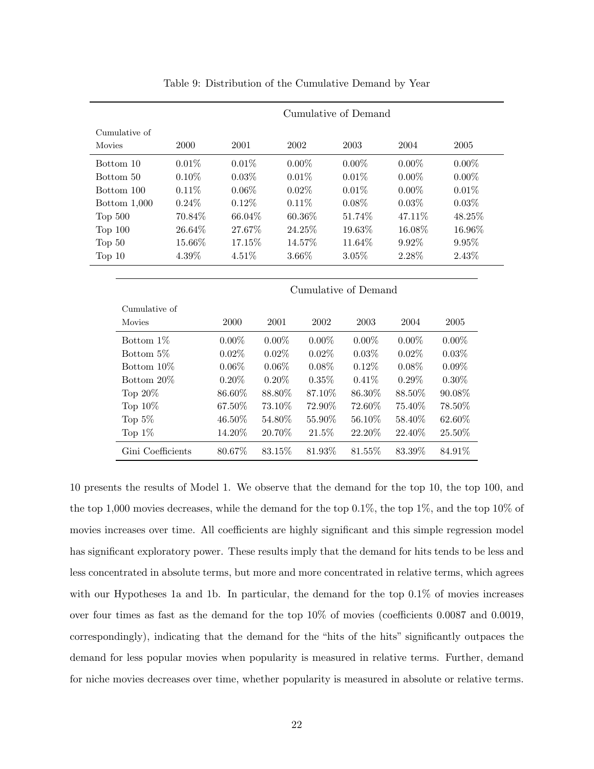Table 9: Distribution of the Cumulative Demand by Year

| Cumulative of Movies | Cumulative of Demand | | | | | |
|---|---|---|---|---|---|---|
| | 2000 | 2001 | 2002 | 2003 | 2004 | 2005 |
| Bottom 10 | 0.01% | 0.01% | 0.00% | 0.00% | 0.00% | 0.00% |
| Bottom 50 | 0.10% | 0.03% | 0.01% | 0.01% | 0.00% | 0.00% |
| Bottom 100 | 0.11% | 0.06% | 0.02% | 0.01% | 0.00% | 0.01% |
| Bottom 1,000 | 0.24% | 0.12% | 0.11% | 0.08% | 0.03% | 0.03% |
| Top 500 | 70.84% | 66.04% | 60.36% | 51.74% | 47.11% | 48.25% |
| Top 100 | 26.64% | 27.67% | 24.25% | 19.63% | 16.08% | 16.96% |
| Top 50 | 15.66% | 17.15% | 14.57% | 11.64% | 9.92% | 9.95% |
| Top 10 | 4.39% | 4.51% | 3.66% | 3.05% | 2.28% | 2.43% |

| Cumulative of Movies | Cumulative of Demand | | | | | |
|---|---|---|---|---|---|---|
| | 2000 | 2001 | 2002 | 2003 | 2004 | 2005 |
| Bottom 1% | 0.00% | 0.00% | 0.00% | 0.00% | 0.00% | 0.00% |
| Bottom 5% | 0.02% | 0.02% | 0.02% | 0.03% | 0.02% | 0.03% |
| Bottom 10% | 0.06% | 0.06% | 0.08% | 0.12% | 0.08% | 0.09% |
| Bottom 20% | 0.20% | 0.20% | 0.35% | 0.41% | 0.29% | 0.30% |
| Top 20% | 86.60% | 88.80% | 87.10% | 86.30% | 88.50% | 90.08% |
| Top 10% | 67.50% | 73.10% | 72.90% | 72.60% | 75.40% | 78.50% |
| Top 5% | 46.50% | 54.80% | 55.90% | 56.10% | 58.40% | 62.60% |
| Top 1% | 14.20% | 20.70% | 21.5% | 22.20% | 22.40% | 25.50% |
| Gini Coefficients | 80.67% | 83.15% | 81.93% | 81.55% | 83.39% | 84.91% |

10 presents the results of Model 1. We observe that the demand for the top 10, the top 100, and the top 1,000 movies decreases, while the demand for the top 0.1%, the top 1%, and the top 10% of movies increases over time. All coefficients are highly significant and this simple regression model has significant exploratory power. These results imply that the demand for hits tends to be less and less concentrated in absolute terms, but more and more concentrated in relative terms, which agrees with our Hypotheses 1a and 1b. In particular, the demand for the top 0.1% of movies increases over four times as fast as the demand for the top 10% of movies (coefficients 0.0087 and 0.0019, correspondingly), indicating that the demand for the "hits of the hits" significantly outpaces the demand for less popular movies when popularity is measured in relative terms. Further, demand for niche movies decreases over time, whether popularity is measured in absolute or relative terms.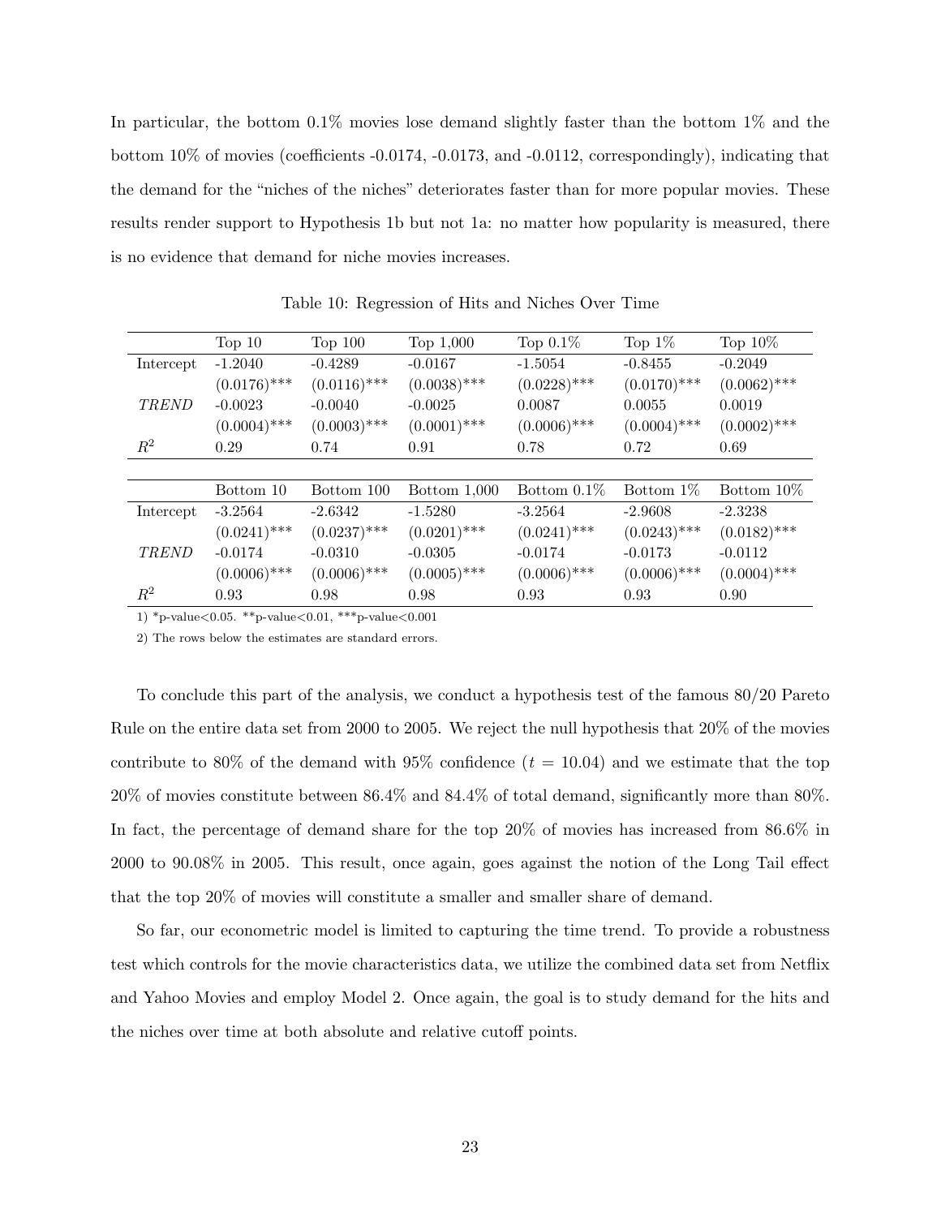In particular, the bottom 0.1% movies lose demand slightly faster than the bottom 1% and the bottom 10% of movies (coefficients -0.0174, -0.0173, and -0.0112, correspondingly), indicating that the demand for the "niches of the niches" deteriorates faster than for more popular movies. These results render support to Hypothesis 1b but not 1a: no matter how popularity is measured, there is no evidence that demand for niche movies increases.

Table 10: Regression of Hits and Niches Over Time

| | Top 10 | Top 100 | Top 1,000 | Top 0.1% | Top 1% | Top 10% |
|---|---|---|---|---|---|---|
| Intercept | -1.2040 | -0.4289 | -0.0167 | -1.5054 | -0.8455 | -0.2049 |
| | (0.0176)*** | (0.0116)*** | (0.0038)*** | (0.0228)*** | (0.0170)*** | (0.0062)*** |
| *TREND* | -0.0023 | -0.0040 | -0.0025 | 0.0087 | 0.0055 | 0.0019 |
| | (0.0004)*** | (0.0003)*** | (0.0001)*** | (0.0006)*** | (0.0004)*** | (0.0002)*** |
| $R^2$ | 0.29 | 0.74 | 0.91 | 0.78 | 0.72 | 0.69 |
| | **Bottom 10** | **Bottom 100** | **Bottom 1,000** | **Bottom 0.1%** | **Bottom 1%** | **Bottom 10%** |
| Intercept | -3.2564 | -2.6342 | -1.5280 | -3.2564 | -2.9608 | -2.3238 |
| | (0.0241)*** | (0.0237)*** | (0.0201)*** | (0.0241)*** | (0.0243)*** | (0.0182)*** |
| *TREND* | -0.0174 | -0.0310 | -0.0305 | -0.0174 | -0.0173 | -0.0112 |
| | (0.0006)*** | (0.0006)*** | (0.0005)*** | (0.0006)*** | (0.0006)*** | (0.0004)*** |
| $R^2$ | 0.93 | 0.98 | 0.98 | 0.93 | 0.93 | 0.90 |

1) *p-value<0.05. **p-value<0.01, ***p-value<0.001

2) The rows below the estimates are standard errors.

To conclude this part of the analysis, we conduct a hypothesis test of the famous 80/20 Pareto Rule on the entire data set from 2000 to 2005. We reject the null hypothesis that 20% of the movies contribute to 80% of the demand with 95% confidence ($t = 10.04$) and we estimate that the top 20% of movies constitute between 86.4% and 84.4% of total demand, significantly more than 80%. In fact, the percentage of demand share for the top 20% of movies has increased from 86.6% in 2000 to 90.08% in 2005. This result, once again, goes against the notion of the Long Tail effect that the top 20% of movies will constitute a smaller and smaller share of demand.

So far, our econometric model is limited to capturing the time trend. To provide a robustness test which controls for the movie characteristics data, we utilize the combined data set from Netflix and Yahoo Movies and employ Model 2. Once again, the goal is to study demand for the hits and the niches over time at both absolute and relative cutoff points.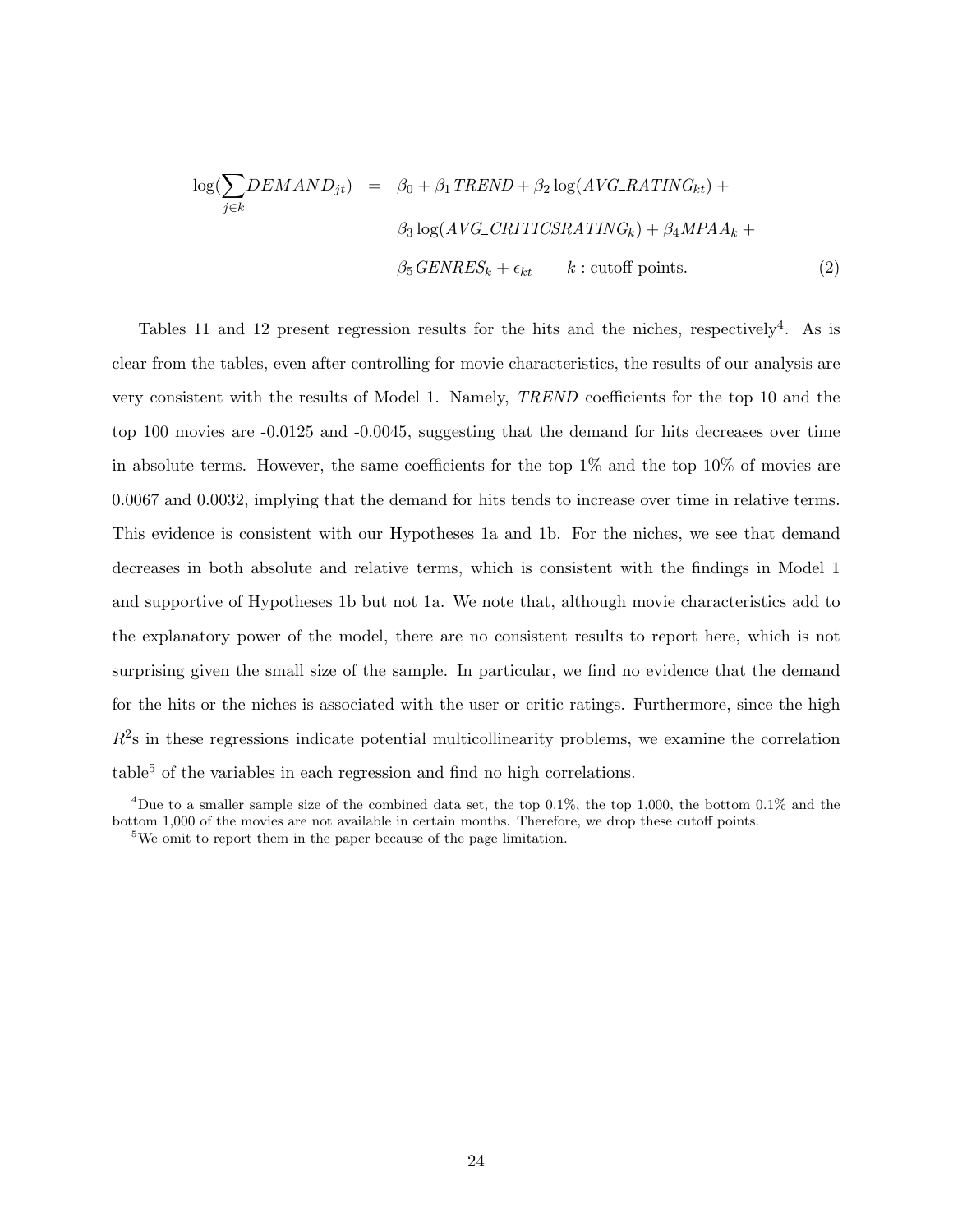$$
\begin{aligned}
\log(\sum_{j \in k} DEMAND_{jt}) &= \beta_0 + \beta_1 TREND + \beta_2 \log(AVG\_RATING_{kt}) + \\
&\quad \beta_3 \log(AVG\_CRITICSRATING_k) + \beta_4 MPAA_k + \\
&\quad \beta_5 GENRES_k + \epsilon_{kt} \qquad k: \text{cutoff points.} \qquad (2)
\end{aligned}
$$

Tables 11 and 12 present regression results for the hits and the niches, respectively[4]. As is clear from the tables, even after controlling for movie characteristics, the results of our analysis are very consistent with the results of Model 1. Namely, *TREND* coefficients for the top 10 and the top 100 movies are -0.0125 and -0.0045, suggesting that the demand for hits decreases over time in absolute terms. However, the same coefficients for the top 1% and the top 10% of movies are 0.0067 and 0.0032, implying that the demand for hits tends to increase over time in relative terms. This evidence is consistent with our Hypotheses 1a and 1b. For the niches, we see that demand decreases in both absolute and relative terms, which is consistent with the findings in Model 1 and supportive of Hypotheses 1b but not 1a. We note that, although movie characteristics add to the explanatory power of the model, there are no consistent results to report here, which is not surprising given the small size of the sample. In particular, we find no evidence that the demand for the hits or the niches is associated with the user or critic ratings. Furthermore, since the high $R^2$s in these regressions indicate potential multicollinearity problems, we examine the correlation table[5] of the variables in each regression and find no high correlations.

[4] Due to a smaller sample size of the combined data set, the top 0.1%, the top 1,000, the bottom 0.1% and the bottom 1,000 of the movies are not available in certain months. Therefore, we drop these cutoff points.

[5] We omit to report them in the paper because of the page limitation.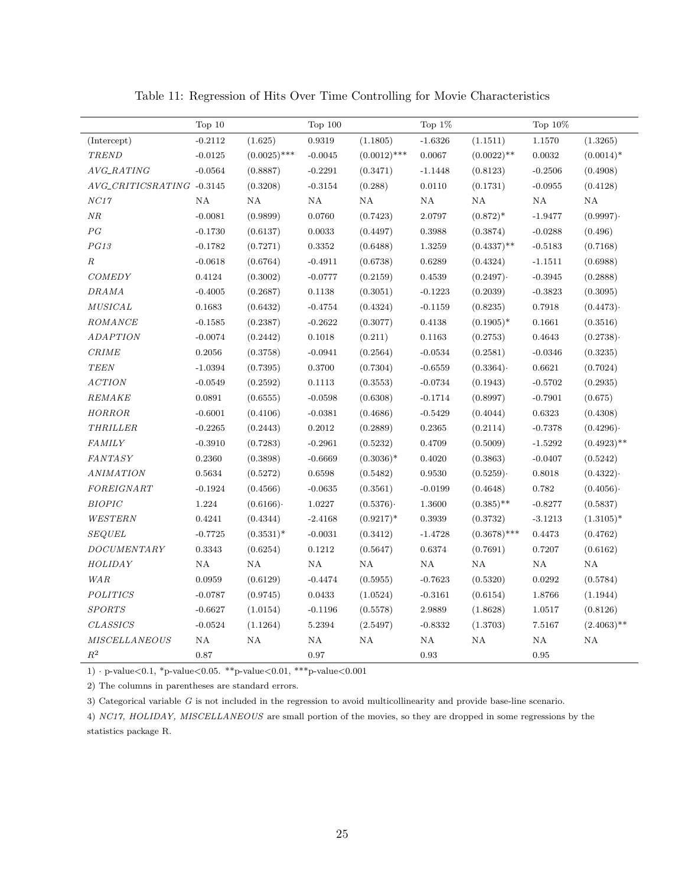Table 11: Regression of Hits Over Time Controlling for Movie Characteristics

| | Top 10 | | Top 100 | | Top 1% | | Top 10% | |
|---|---|---|---|---|---|---|---|---|
| (Intercept) | -0.2112 | (1.625) | 0.9319 | (1.1805) | -1.6326 | (1.1511) | 1.1570 | (1.3265) |
| *TREND* | -0.0125 | (0.0025)*** | -0.0045 | (0.0012)*** | 0.0067 | (0.0022)** | 0.0032 | (0.0014)* |
| *AVG_RATING* | -0.0564 | (0.8887) | -0.2291 | (0.3471) | -1.1448 | (0.8123) | -0.2506 | (0.4908) |
| *AVG_CRITICSRATING* | -0.3145 | (0.3208) | -0.3154 | (0.288) | 0.0110 | (0.1731) | -0.0955 | (0.4128) |
| *NC17* | NA | NA | NA | NA | NA | NA | NA | NA |
| *NR* | -0.0081 | (0.9899) | 0.0760 | (0.7423) | 2.0797 | (0.872)* | -1.9477 | (0.9997)· |
| *PG* | -0.1730 | (0.6137) | 0.0033 | (0.4497) | 0.3988 | (0.3874) | -0.0288 | (0.496) |
| *PG13* | -0.1782 | (0.7271) | 0.3352 | (0.6488) | 1.3259 | (0.4337)** | -0.5183 | (0.7168) |
| *R* | -0.0618 | (0.6764) | -0.4911 | (0.6738) | 0.6289 | (0.4324) | -1.1511 | (0.6988) |
| *COMEDY* | 0.4124 | (0.3002) | -0.0777 | (0.2159) | 0.4539 | (0.2497)· | -0.3945 | (0.2888) |
| *DRAMA* | -0.4005 | (0.2687) | 0.1138 | (0.3051) | -0.1223 | (0.2039) | -0.3823 | (0.3095) |
| *MUSICAL* | 0.1683 | (0.6432) | -0.4754 | (0.4324) | -0.1159 | (0.8235) | 0.7918 | (0.4473)· |
| *ROMANCE* | -0.1585 | (0.2387) | -0.2622 | (0.3077) | 0.4138 | (0.1905)* | 0.1661 | (0.3516) |
| *ADAPTION* | -0.0074 | (0.2442) | 0.1018 | (0.211) | 0.1163 | (0.2753) | 0.4643 | (0.2738)· |
| *CRIME* | 0.2056 | (0.3758) | -0.0941 | (0.2564) | -0.0534 | (0.2581) | -0.0346 | (0.3235) |
| *TEEN* | -1.0394 | (0.7395) | 0.3700 | (0.7304) | -0.6559 | (0.3364)· | 0.6621 | (0.7024) |
| *ACTION* | -0.0549 | (0.2592) | 0.1113 | (0.3553) | -0.0734 | (0.1943) | -0.5702 | (0.2935) |
| *REMAKE* | 0.0891 | (0.6555) | -0.0598 | (0.6308) | -0.1714 | (0.8997) | -0.7901 | (0.675) |
| *HORROR* | -0.6001 | (0.4106) | -0.0381 | (0.4686) | -0.5429 | (0.4044) | 0.6323 | (0.4308) |
| *THRILLER* | -0.2265 | (0.2443) | 0.2012 | (0.2889) | 0.2365 | (0.2114) | -0.7378 | (0.4296)· |
| *FAMILY* | -0.3910 | (0.7283) | -0.2961 | (0.5232) | 0.4709 | (0.5009) | -1.5292 | (0.4923)** |
| *FANTASY* | 0.2360 | (0.3898) | -0.6669 | (0.3036)* | 0.4020 | (0.3863) | -0.0407 | (0.5242) |
| *ANIMATION* | 0.5634 | (0.5272) | 0.6598 | (0.5482) | 0.9530 | (0.5259)· | 0.8018 | (0.4322)· |
| *FOREIGNART* | -0.1924 | (0.4566) | -0.0635 | (0.3561) | -0.0199 | (0.4648) | 0.782 | (0.4056)· |
| *BIOPIC* | 1.224 | (0.6166)· | 1.0227 | (0.5376)· | 1.3600 | (0.385)** | -0.8277 | (0.5837) |
| *WESTERN* | 0.4241 | (0.4344) | -2.4168 | (0.9217)* | 0.3939 | (0.3732) | -3.1213 | (1.3105)* |
| *SEQUEL* | -0.7725 | (0.3531)* | -0.0031 | (0.3412) | -1.4728 | (0.3678)*** | 0.4473 | (0.4762) |
| *DOCUMENTARY* | 0.3343 | (0.6254) | 0.1212 | (0.5647) | 0.6374 | (0.7691) | 0.7207 | (0.6162) |
| *HOLIDAY* | NA | NA | NA | NA | NA | NA | NA | NA |
| *WAR* | 0.0959 | (0.6129) | -0.4474 | (0.5955) | -0.7623 | (0.5320) | 0.0292 | (0.5784) |
| *POLITICS* | -0.0787 | (0.9745) | 0.0433 | (1.0524) | -0.3161 | (0.6154) | 1.8766 | (1.1944) |
| *SPORTS* | -0.6627 | (1.0154) | -0.1196 | (0.5578) | 2.9889 | (1.8628) | 1.0517 | (0.8126) |
| *CLASSICS* | -0.0524 | (1.1264) | 5.2394 | (2.5497) | -0.8332 | (1.3703) | 7.5167 | (2.4063)** |
| *MISCELLANEOUS* | NA | NA | NA | NA | NA | NA | NA | NA |
| $R^2$ | 0.87 | | 0.97 | | 0.93 | | 0.95 | |

1) · p-value<0.1, *p-value<0.05. **p-value<0.01, ***p-value<0.001

2) The columns in parentheses are standard errors.

3) Categorical variable *G* is not included in the regression to avoid multicollinearity and provide base-line scenario.

4) *NC17, HOLIDAY, MISCELLANEOUS* are small portion of the movies, so they are dropped in some regressions by the statistics package R.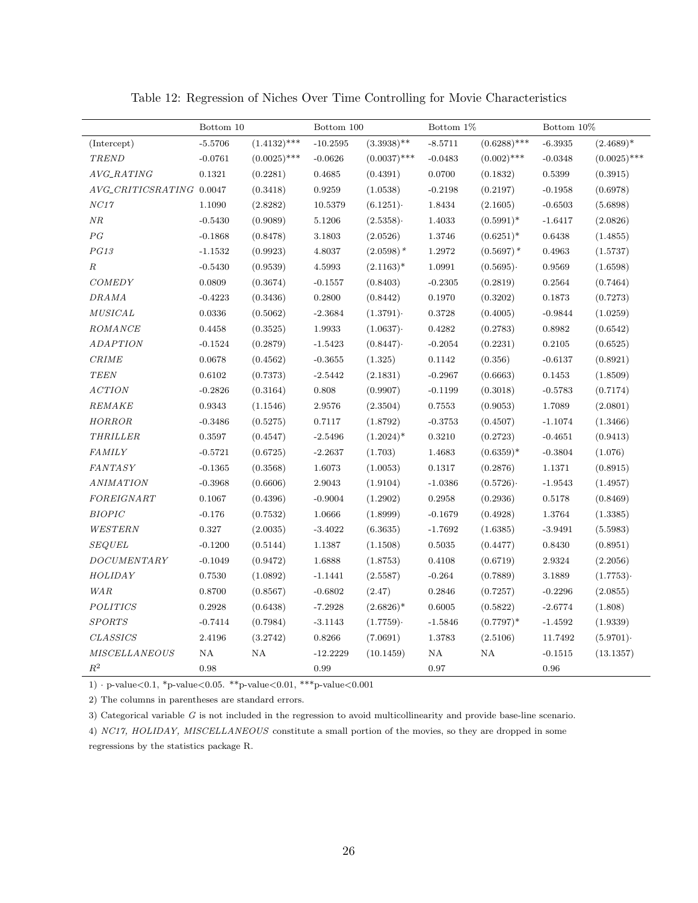Table 12: Regression of Niches Over Time Controlling for Movie Characteristics

| | Bottom 10 | | Bottom 100 | | Bottom 1% | | Bottom 10% | |
|---|---|---|---|---|---|---|---|---|
| (Intercept) | -5.5706 | (1.4132)*** | -10.2595 | (3.3938)** | -8.5711 | (0.6288)*** | -6.3935 | (2.4689)* |
| *TREND* | -0.0761 | (0.0025)*** | -0.0626 | (0.0037)*** | -0.0483 | (0.002)*** | -0.0348 | (0.0025)*** |
| *AVG_RATING* | 0.1321 | (0.2281) | 0.4685 | (0.4391) | 0.0700 | (0.1832) | 0.5399 | (0.3915) |
| *AVG_CRITICSRATING* | 0.0047 | (0.3418) | 0.9259 | (1.0538) | -0.2198 | (0.2197) | -0.1958 | (0.6978) |
| *NC17* | 1.1090 | (2.8282) | 10.5379 | (6.1251)· | 1.8434 | (2.1605) | -0.6503 | (5.6898) |
| *NR* | -0.5430 | (0.9089) | 5.1206 | (2.5358)· | 1.4033 | (0.5991)* | -1.6417 | (2.0826) |
| *PG* | -0.1868 | (0.8478) | 3.1803 | (2.0526) | 1.3746 | (0.6251)* | 0.6438 | (1.4855) |
| *PG13* | -1.1532 | (0.9923) | 4.8037 | (2.0598)* | 1.2972 | (0.5697)* | 0.4963 | (1.5737) |
| *R* | -0.5430 | (0.9539) | 4.5993 | (2.1163)* | 1.0991 | (0.5695)· | 0.9569 | (1.6598) |
| *COMEDY* | 0.0809 | (0.3674) | -0.1557 | (0.8403) | -0.2305 | (0.2819) | 0.2564 | (0.7464) |
| *DRAMA* | -0.4223 | (0.3436) | 0.2800 | (0.8442) | 0.1970 | (0.3202) | 0.1873 | (0.7273) |
| *MUSICAL* | 0.0336 | (0.5062) | -2.3684 | (1.3791)· | 0.3728 | (0.4005) | -0.9844 | (1.0259) |
| *ROMANCE* | 0.4458 | (0.3525) | 1.9933 | (1.0637)· | 0.4282 | (0.2783) | 0.8982 | (0.6542) |
| *ADAPTION* | -0.1524 | (0.2879) | -1.5423 | (0.8447)· | -0.2054 | (0.2231) | 0.2105 | (0.6525) |
| *CRIME* | 0.0678 | (0.4562) | -0.3655 | (1.325) | 0.1142 | (0.356) | -0.6137 | (0.8921) |
| *TEEN* | 0.6102 | (0.7373) | -2.5442 | (2.1831) | -0.2967 | (0.6663) | 0.1453 | (1.8509) |
| *ACTION* | -0.2826 | (0.3164) | 0.808 | (0.9907) | -0.1199 | (0.3018) | -0.5783 | (0.7174) |
| *REMAKE* | 0.9343 | (1.1546) | 2.9576 | (2.3504) | 0.7553 | (0.9053) | 1.7089 | (2.0801) |
| *HORROR* | -0.3486 | (0.5275) | 0.7117 | (1.8792) | -0.3753 | (0.4507) | -1.1074 | (1.3466) |
| *THRILLER* | 0.3597 | (0.4547) | -2.5496 | (1.2024)* | 0.3210 | (0.2723) | -0.4651 | (0.9413) |
| *FAMILY* | -0.5721 | (0.6725) | -2.2637 | (1.703) | 1.4683 | (0.6359)* | -0.3804 | (1.076) |
| *FANTASY* | -0.1365 | (0.3568) | 1.6073 | (1.0053) | 0.1317 | (0.2876) | 1.1371 | (0.8915) |
| *ANIMATION* | -0.3968 | (0.6606) | 2.9043 | (1.9104) | -1.0386 | (0.5726)· | -1.9543 | (1.4957) |
| *FOREIGNART* | 0.1067 | (0.4396) | -0.9004 | (1.2902) | 0.2958 | (0.2936) | 0.5178 | (0.8469) |
| *BIOPIC* | -0.176 | (0.7532) | 1.0666 | (1.8999) | -0.1679 | (0.4928) | 1.3764 | (1.3385) |
| *WESTERN* | 0.327 | (2.0035) | -3.4022 | (6.3635) | -1.7692 | (1.6385) | -3.9491 | (5.5983) |
| *SEQUEL* | -0.1200 | (0.5144) | 1.1387 | (1.1508) | 0.5035 | (0.4477) | 0.8430 | (0.8951) |
| *DOCUMENTARY* | -0.1049 | (0.9472) | 1.6888 | (1.8753) | 0.4108 | (0.6719) | 2.9324 | (2.2056) |
| *HOLIDAY* | 0.7530 | (1.0892) | -1.1441 | (2.5587) | -0.264 | (0.7889) | 3.1889 | (1.7753)· |
| *WAR* | 0.8700 | (0.8567) | -0.6802 | (2.47) | 0.2846 | (0.7257) | -0.2296 | (2.0855) |
| *POLITICS* | 0.2928 | (0.6438) | -7.2928 | (2.6826)* | 0.6005 | (0.5822) | -2.6774 | (1.808) |
| *SPORTS* | -0.7414 | (0.7984) | -3.1143 | (1.7759)· | -1.5846 | (0.7797)* | -1.4592 | (1.9339) |
| *CLASSICS* | 2.4196 | (3.2742) | 0.8266 | (7.0691) | 1.3783 | (2.5106) | 11.7492 | (5.9701)· |
| *MISCELLANEOUS* | NA | NA | -12.2229 | (10.1459) | NA | NA | -0.1515 | (13.1357) |
| $R^2$ | 0.98 | | 0.99 | | 0.97 | | 0.96 | |

1) · p-value<0.1, *p-value<0.05. **p-value<0.01, ***p-value<0.001

2) The columns in parentheses are standard errors.

3) Categorical variable *G* is not included in the regression to avoid multicollinearity and provide base-line scenario.

4) *NC17, HOLIDAY, MISCELLANEOUS* constitute a small portion of the movies, so they are dropped in some regressions by the statistics package R.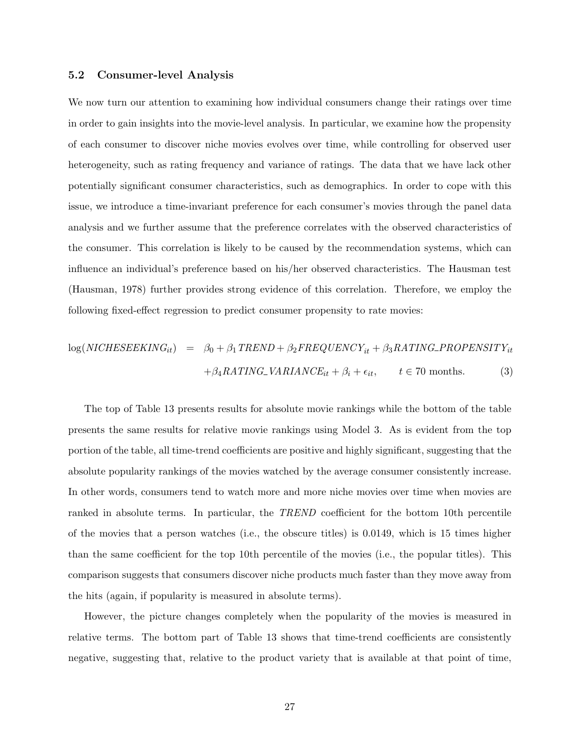### 5.2 Consumer-level Analysis

We now turn our attention to examining how individual consumers change their ratings over time in order to gain insights into the movie-level analysis. In particular, we examine how the propensity of each consumer to discover niche movies evolves over time, while controlling for observed user heterogeneity, such as rating frequency and variance of ratings. The data that we have lack other potentially significant consumer characteristics, such as demographics. In order to cope with this issue, we introduce a time-invariant preference for each consumer's movies through the panel data analysis and we further assume that the preference correlates with the observed characteristics of the consumer. This correlation is likely to be caused by the recommendation systems, which can influence an individual's preference based on his/her observed characteristics. The Hausman test (Hausman, 1978) further provides strong evidence of this correlation. Therefore, we employ the following fixed-effect regression to predict consumer propensity to rate movies:

$$
\begin{aligned}
\log(\mathit{NICHESEEKING}_{it}) \quad = \quad & \beta_0 + \beta_1 \mathit{TREND} + \beta_2 \mathit{FREQUENCY}_{it} + \beta_3 \mathit{RATING\_PROPENSITY}_{it} \\
& + \beta_4 \mathit{RATING\_VARIANCE}_{it} + \beta_i + \epsilon_{it}, \qquad t \in 70 \text{ months.} \qquad (3)
\end{aligned}
$$

The top of Table 13 presents results for absolute movie rankings while the bottom of the table presents the same results for relative movie rankings using Model 3. As is evident from the top portion of the table, all time-trend coefficients are positive and highly significant, suggesting that the absolute popularity rankings of the movies watched by the average consumer consistently increase. In other words, consumers tend to watch more and more niche movies over time when movies are ranked in absolute terms. In particular, the *TREND* coefficient for the bottom 10th percentile of the movies that a person watches (i.e., the obscure titles) is 0.0149, which is 15 times higher than the same coefficient for the top 10th percentile of the movies (i.e., the popular titles). This comparison suggests that consumers discover niche products much faster than they move away from the hits (again, if popularity is measured in absolute terms).

However, the picture changes completely when the popularity of the movies is measured in relative terms. The bottom part of Table 13 shows that time-trend coefficients are consistently negative, suggesting that, relative to the product variety that is available at that point of time,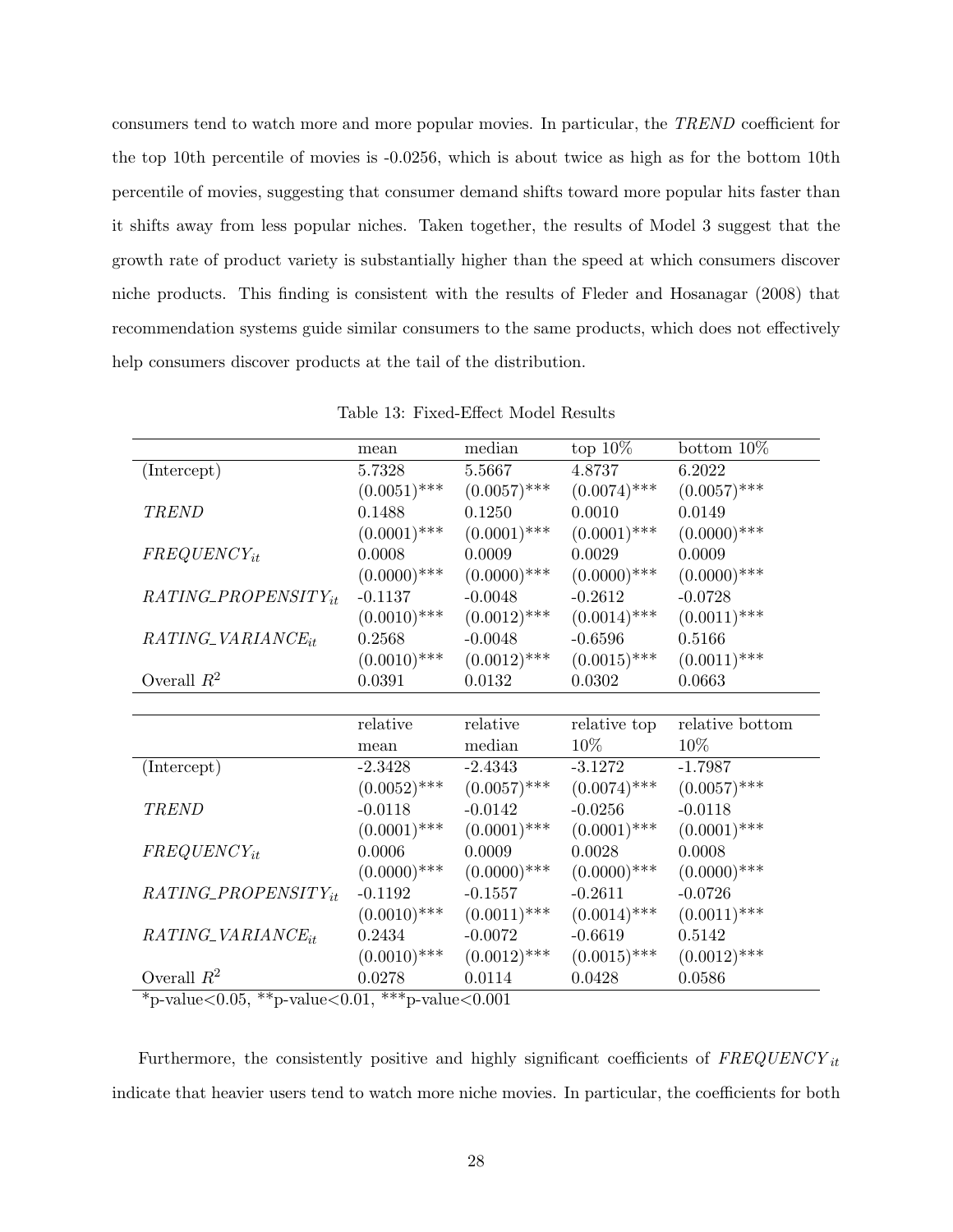consumers tend to watch more and more popular movies. In particular, the *TREND* coefficient for the top 10th percentile of movies is -0.0256, which is about twice as high as for the bottom 10th percentile of movies, suggesting that consumer demand shifts toward more popular hits faster than it shifts away from less popular niches. Taken together, the results of Model 3 suggest that the growth rate of product variety is substantially higher than the speed at which consumers discover niche products. This finding is consistent with the results of Fleder and Hosanagar (2008) that recommendation systems guide similar consumers to the same products, which does not effectively help consumers discover products at the tail of the distribution.

Table 13: Fixed-Effect Model Results

| | mean | median | top 10% | bottom 10% |
|---|---|---|---|---|
| (Intercept) | 5.7328 | 5.5667 | 4.8737 | 6.2022 |
| | (0.0051)*** | (0.0057)*** | (0.0074)*** | (0.0057)*** |
| *TREND* | 0.1488 | 0.1250 | 0.0010 | 0.0149 |
| | (0.0001)*** | (0.0001)*** | (0.0001)*** | (0.0000)*** |
| $FREQUENCY_{it}$ | 0.0008 | 0.0009 | 0.0029 | 0.0009 |
| | (0.0000)*** | (0.0000)*** | (0.0000)*** | (0.0000)*** |
| $RATING\_PROPENSITY_{it}$ | -0.1137 | -0.0048 | -0.2612 | -0.0728 |
| | (0.0010)*** | (0.0012)*** | (0.0014)*** | (0.0011)*** |
| $RATING\_VARIANCE_{it}$ | 0.2568 | -0.0048 | -0.6596 | 0.5166 |
| | (0.0010)*** | (0.0012)*** | (0.0015)*** | (0.0011)*** |
| Overall $R^2$ | 0.0391 | 0.0132 | 0.0302 | 0.0663 |

| | relative mean | relative median | relative top 10% | relative bottom 10% |
|---|---|---|---|---|
| (Intercept) | -2.3428 | -2.4343 | -3.1272 | -1.7987 |
| | (0.0052)*** | (0.0057)*** | (0.0074)*** | (0.0057)*** |
| *TREND* | -0.0118 | -0.0142 | -0.0256 | -0.0118 |
| | (0.0001)*** | (0.0001)*** | (0.0001)*** | (0.0001)*** |
| $FREQUENCY_{it}$ | 0.0006 | 0.0009 | 0.0028 | 0.0008 |
| | (0.0000)*** | (0.0000)*** | (0.0000)*** | (0.0000)*** |
| $RATING\_PROPENSITY_{it}$ | -0.1192 | -0.1557 | -0.2611 | -0.0726 |
| | (0.0010)*** | (0.0011)*** | (0.0014)*** | (0.0011)*** |
| $RATING\_VARIANCE_{it}$ | 0.2434 | -0.0072 | -0.6619 | 0.5142 |
| | (0.0010)*** | (0.0012)*** | (0.0015)*** | (0.0012)*** |
| Overall $R^2$ | 0.0278 | 0.0114 | 0.0428 | 0.0586 |

*p-value<0.05, **p-value<0.01, ***p-value<0.001

Furthermore, the consistently positive and highly significant coefficients of $FREQUENCY_{it}$ indicate that heavier users tend to watch more niche movies. In particular, the coefficients for both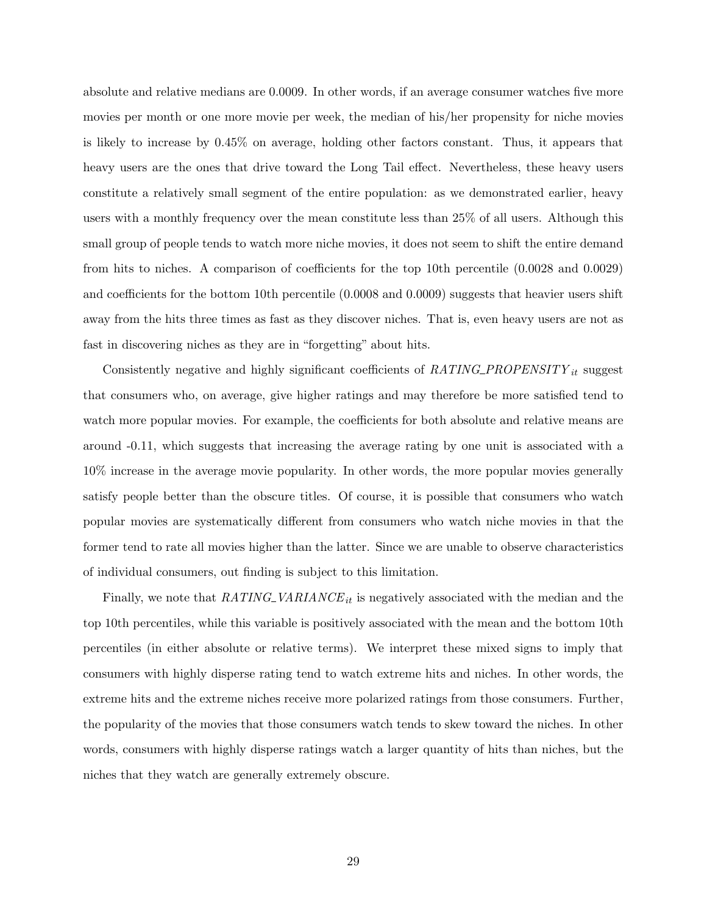absolute and relative medians are 0.0009. In other words, if an average consumer watches five more movies per month or one more movie per week, the median of his/her propensity for niche movies is likely to increase by 0.45% on average, holding other factors constant. Thus, it appears that heavy users are the ones that drive toward the Long Tail effect. Nevertheless, these heavy users constitute a relatively small segment of the entire population: as we demonstrated earlier, heavy users with a monthly frequency over the mean constitute less than 25% of all users. Although this small group of people tends to watch more niche movies, it does not seem to shift the entire demand from hits to niches. A comparison of coefficients for the top 10th percentile (0.0028 and 0.0029) and coefficients for the bottom 10th percentile (0.0008 and 0.0009) suggests that heavier users shift away from the hits three times as fast as they discover niches. That is, even heavy users are not as fast in discovering niches as they are in "forgetting" about hits.

Consistently negative and highly significant coefficients of $RATING\_PROPENSITY_{it}$ suggest that consumers who, on average, give higher ratings and may therefore be more satisfied tend to watch more popular movies. For example, the coefficients for both absolute and relative means are around -0.11, which suggests that increasing the average rating by one unit is associated with a 10% increase in the average movie popularity. In other words, the more popular movies generally satisfy people better than the obscure titles. Of course, it is possible that consumers who watch popular movies are systematically different from consumers who watch niche movies in that the former tend to rate all movies higher than the latter. Since we are unable to observe characteristics of individual consumers, out finding is subject to this limitation.

Finally, we note that $RATING\_VARIANCE_{it}$ is negatively associated with the median and the top 10th percentiles, while this variable is positively associated with the mean and the bottom 10th percentiles (in either absolute or relative terms). We interpret these mixed signs to imply that consumers with highly disperse rating tend to watch extreme hits and niches. In other words, the extreme hits and the extreme niches receive more polarized ratings from those consumers. Further, the popularity of the movies that those consumers watch tends to skew toward the niches. In other words, consumers with highly disperse ratings watch a larger quantity of hits than niches, but the niches that they watch are generally extremely obscure.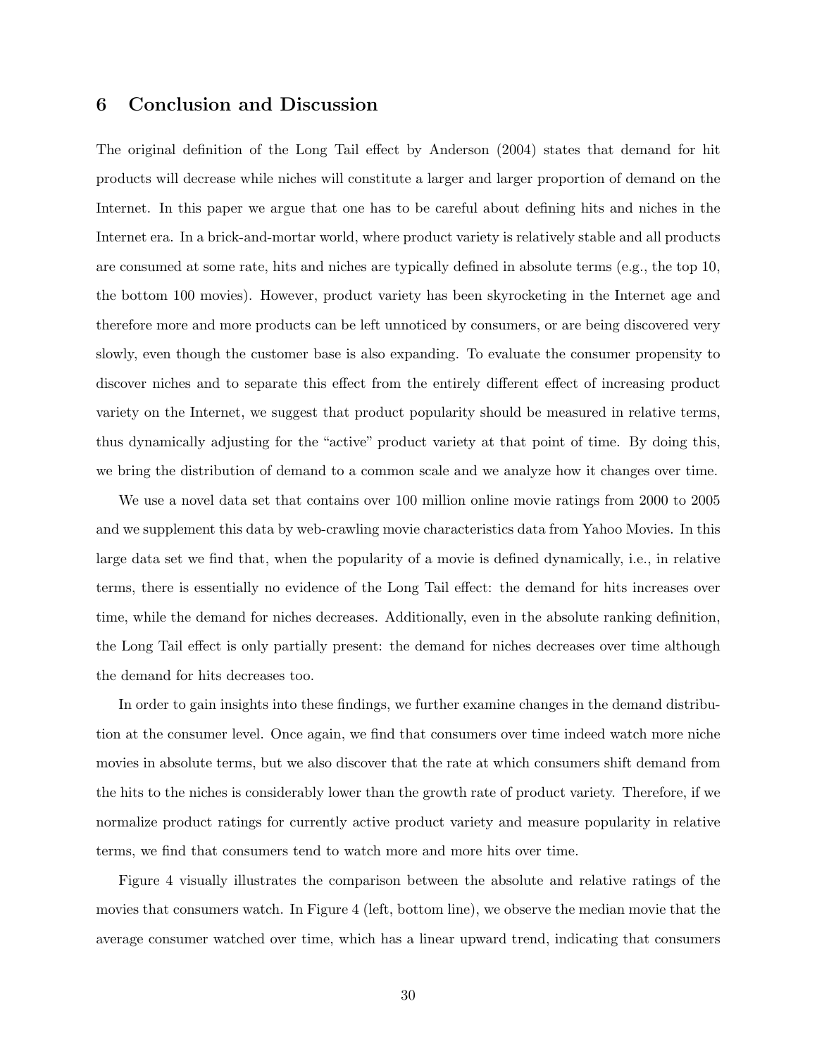## 6 Conclusion and Discussion

The original definition of the Long Tail effect by Anderson (2004) states that demand for hit products will decrease while niches will constitute a larger and larger proportion of demand on the Internet. In this paper we argue that one has to be careful about defining hits and niches in the Internet era. In a brick-and-mortar world, where product variety is relatively stable and all products are consumed at some rate, hits and niches are typically defined in absolute terms (e.g., the top 10, the bottom 100 movies). However, product variety has been skyrocketing in the Internet age and therefore more and more products can be left unnoticed by consumers, or are being discovered very slowly, even though the customer base is also expanding. To evaluate the consumer propensity to discover niches and to separate this effect from the entirely different effect of increasing product variety on the Internet, we suggest that product popularity should be measured in relative terms, thus dynamically adjusting for the "active" product variety at that point of time. By doing this, we bring the distribution of demand to a common scale and we analyze how it changes over time.

We use a novel data set that contains over 100 million online movie ratings from 2000 to 2005 and we supplement this data by web-crawling movie characteristics data from Yahoo Movies. In this large data set we find that, when the popularity of a movie is defined dynamically, i.e., in relative terms, there is essentially no evidence of the Long Tail effect: the demand for hits increases over time, while the demand for niches decreases. Additionally, even in the absolute ranking definition, the Long Tail effect is only partially present: the demand for niches decreases over time although the demand for hits decreases too.

In order to gain insights into these findings, we further examine changes in the demand distribution at the consumer level. Once again, we find that consumers over time indeed watch more niche movies in absolute terms, but we also discover that the rate at which consumers shift demand from the hits to the niches is considerably lower than the growth rate of product variety. Therefore, if we normalize product ratings for currently active product variety and measure popularity in relative terms, we find that consumers tend to watch more and more hits over time.

Figure 4 visually illustrates the comparison between the absolute and relative ratings of the movies that consumers watch. In Figure 4 (left, bottom line), we observe the median movie that the average consumer watched over time, which has a linear upward trend, indicating that consumers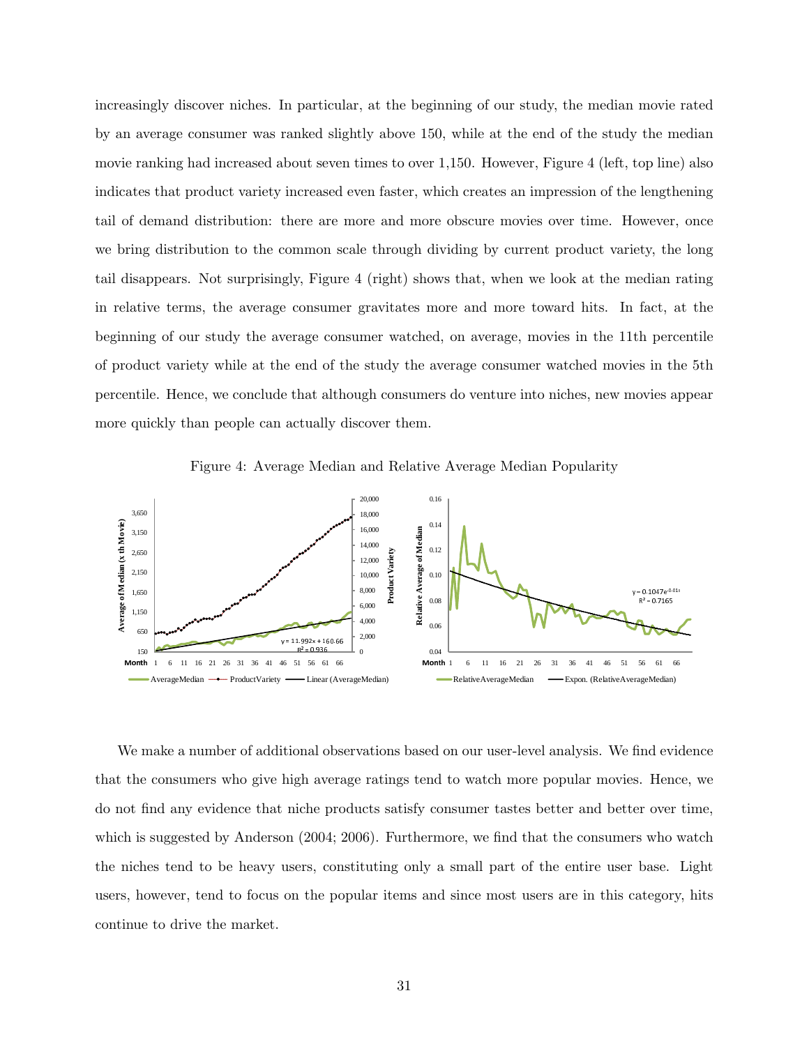increasingly discover niches. In particular, at the beginning of our study, the median movie rated by an average consumer was ranked slightly above 150, while at the end of the study the median movie ranking had increased about seven times to over 1,150. However, Figure 4 (left, top line) also indicates that product variety increased even faster, which creates an impression of the lengthening tail of demand distribution: there are more and more obscure movies over time. However, once we bring distribution to the common scale through dividing by current product variety, the long tail disappears. Not surprisingly, Figure 4 (right) shows that, when we look at the median rating in relative terms, the average consumer gravitates more and more toward hits. In fact, at the beginning of our study the average consumer watched, on average, movies in the 11th percentile of product variety while at the end of the study the average consumer watched movies in the 5th percentile. Hence, we conclude that although consumers do venture into niches, new movies appear more quickly than people can actually discover them.

Figure 4: Average Median and Relative Average Median Popularity

We make a number of additional observations based on our user-level analysis. We find evidence that the consumers who give high average ratings tend to watch more popular movies. Hence, we do not find any evidence that niche products satisfy consumer tastes better and better over time, which is suggested by Anderson (2004; 2006). Furthermore, we find that the consumers who watch the niches tend to be heavy users, constituting only a small part of the entire user base. Light users, however, tend to focus on the popular items and since most users are in this category, hits continue to drive the market.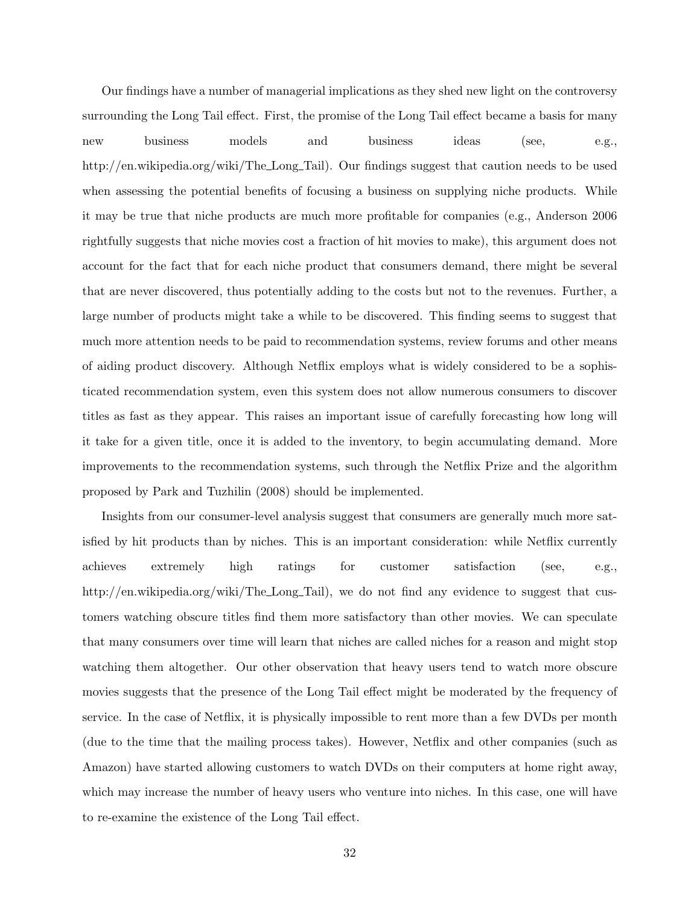Our findings have a number of managerial implications as they shed new light on the controversy surrounding the Long Tail effect. First, the promise of the Long Tail effect became a basis for many new business models and business ideas (see, e.g., http://en.wikipedia.org/wiki/The_Long_Tail). Our findings suggest that caution needs to be used when assessing the potential benefits of focusing a business on supplying niche products. While it may be true that niche products are much more profitable for companies (e.g., Anderson 2006 rightfully suggests that niche movies cost a fraction of hit movies to make), this argument does not account for the fact that for each niche product that consumers demand, there might be several that are never discovered, thus potentially adding to the costs but not to the revenues. Further, a large number of products might take a while to be discovered. This finding seems to suggest that much more attention needs to be paid to recommendation systems, review forums and other means of aiding product discovery. Although Netflix employs what is widely considered to be a sophisticated recommendation system, even this system does not allow numerous consumers to discover titles as fast as they appear. This raises an important issue of carefully forecasting how long will it take for a given title, once it is added to the inventory, to begin accumulating demand. More improvements to the recommendation systems, such through the Netflix Prize and the algorithm proposed by Park and Tuzhilin (2008) should be implemented.

Insights from our consumer-level analysis suggest that consumers are generally much more satisfied by hit products than by niches. This is an important consideration: while Netflix currently achieves extremely high ratings for customer satisfaction (see, e.g., http://en.wikipedia.org/wiki/The_Long_Tail), we do not find any evidence to suggest that customers watching obscure titles find them more satisfactory than other movies. We can speculate that many consumers over time will learn that niches are called niches for a reason and might stop watching them altogether. Our other observation that heavy users tend to watch more obscure movies suggests that the presence of the Long Tail effect might be moderated by the frequency of service. In the case of Netflix, it is physically impossible to rent more than a few DVDs per month (due to the time that the mailing process takes). However, Netflix and other companies (such as Amazon) have started allowing customers to watch DVDs on their computers at home right away, which may increase the number of heavy users who venture into niches. In this case, one will have to re-examine the existence of the Long Tail effect.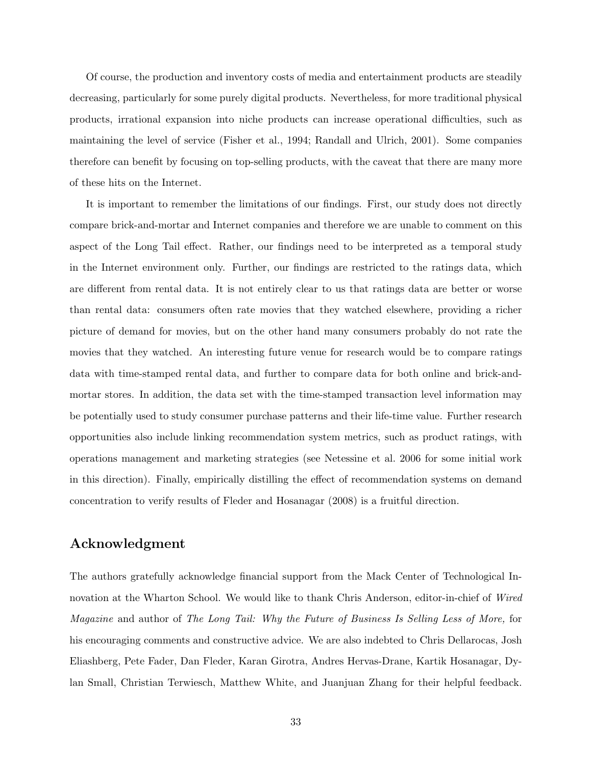Of course, the production and inventory costs of media and entertainment products are steadily decreasing, particularly for some purely digital products. Nevertheless, for more traditional physical products, irrational expansion into niche products can increase operational difficulties, such as maintaining the level of service (Fisher et al., 1994; Randall and Ulrich, 2001). Some companies therefore can benefit by focusing on top-selling products, with the caveat that there are many more of these hits on the Internet.

It is important to remember the limitations of our findings. First, our study does not directly compare brick-and-mortar and Internet companies and therefore we are unable to comment on this aspect of the Long Tail effect. Rather, our findings need to be interpreted as a temporal study in the Internet environment only. Further, our findings are restricted to the ratings data, which are different from rental data. It is not entirely clear to us that ratings data are better or worse than rental data: consumers often rate movies that they watched elsewhere, providing a richer picture of demand for movies, but on the other hand many consumers probably do not rate the movies that they watched. An interesting future venue for research would be to compare ratings data with time-stamped rental data, and further to compare data for both online and brick-and-mortar stores. In addition, the data set with the time-stamped transaction level information may be potentially used to study consumer purchase patterns and their life-time value. Further research opportunities also include linking recommendation system metrics, such as product ratings, with operations management and marketing strategies (see Netessine et al. 2006 for some initial work in this direction). Finally, empirically distilling the effect of recommendation systems on demand concentration to verify results of Fleder and Hosanagar (2008) is a fruitful direction.

## Acknowledgment

The authors gratefully acknowledge financial support from the Mack Center of Technological Innovation at the Wharton School. We would like to thank Chris Anderson, editor-in-chief of *Wired Magazine* and author of *The Long Tail: Why the Future of Business Is Selling Less of More,* for his encouraging comments and constructive advice. We are also indebted to Chris Dellarocas, Josh Eliashberg, Pete Fader, Dan Fleder, Karan Girotra, Andres Hervas-Drane, Kartik Hosanagar, Dylan Small, Christian Terwiesch, Matthew White, and Juanjuan Zhang for their helpful feedback.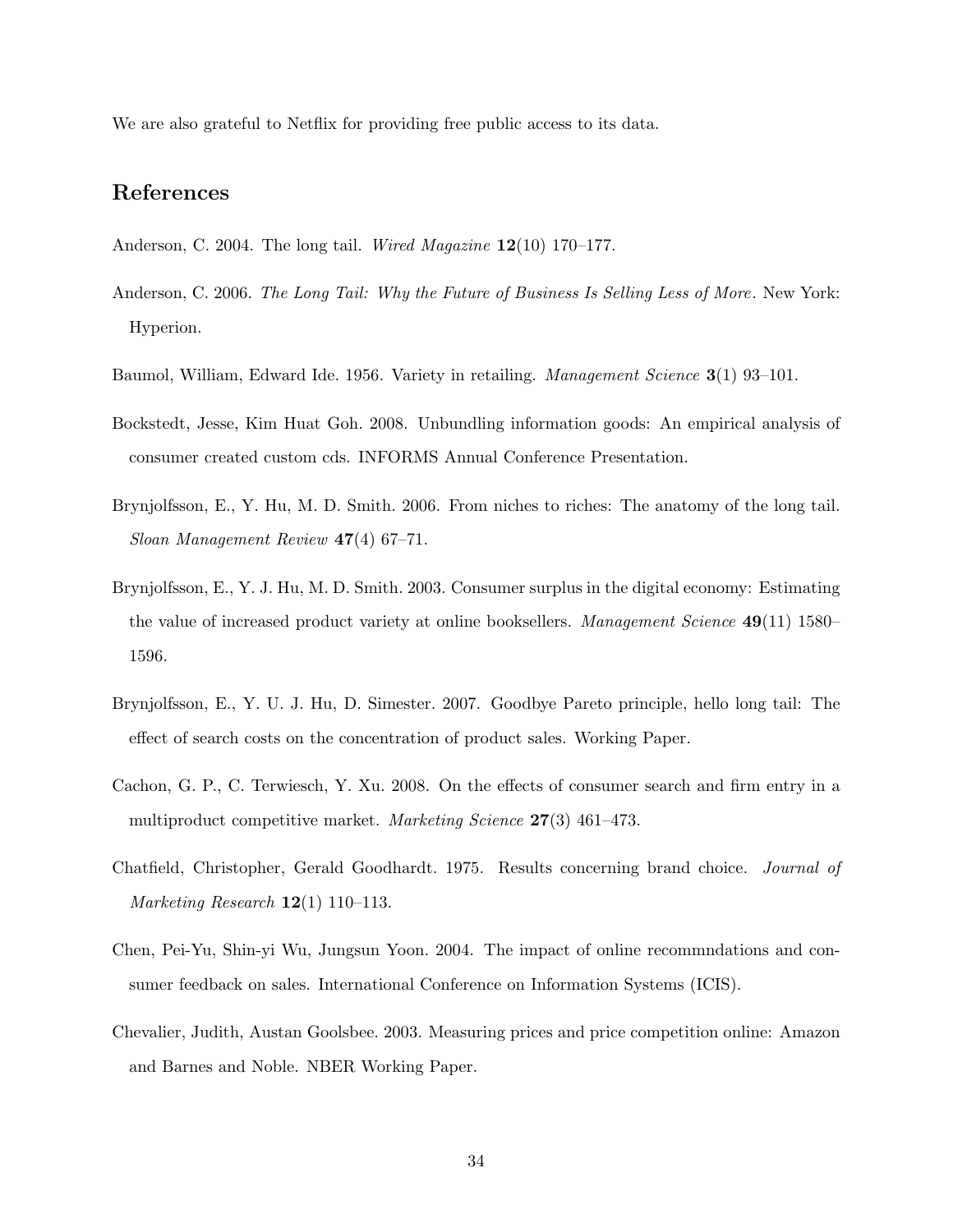We are also grateful to Netflix for providing free public access to its data.

## References

Anderson, C. 2004. The long tail. *Wired Magazine* **12**(10) 170–177.

Anderson, C. 2006. *The Long Tail: Why the Future of Business Is Selling Less of More*. New York: Hyperion.

Baumol, William, Edward Ide. 1956. Variety in retailing. *Management Science* **3**(1) 93–101.

Bockstedt, Jesse, Kim Huat Goh. 2008. Unbundling information goods: An empirical analysis of consumer created custom cds. INFORMS Annual Conference Presentation.

Brynjolfsson, E., Y. Hu, M. D. Smith. 2006. From niches to riches: The anatomy of the long tail. *Sloan Management Review* **47**(4) 67–71.

Brynjolfsson, E., Y. J. Hu, M. D. Smith. 2003. Consumer surplus in the digital economy: Estimating the value of increased product variety at online booksellers. *Management Science* **49**(11) 1580–1596.

Brynjolfsson, E., Y. U. J. Hu, D. Simester. 2007. Goodbye Pareto principle, hello long tail: The effect of search costs on the concentration of product sales. Working Paper.

Cachon, G. P., C. Terwiesch, Y. Xu. 2008. On the effects of consumer search and firm entry in a multiproduct competitive market. *Marketing Science* **27**(3) 461–473.

Chatfield, Christopher, Gerald Goodhardt. 1975. Results concerning brand choice. *Journal of Marketing Research* **12**(1) 110–113.

Chen, Pei-Yu, Shin-yi Wu, Jungsun Yoon. 2004. The impact of online recommndations and consumer feedback on sales. International Conference on Information Systems (ICIS).

Chevalier, Judith, Austan Goolsbee. 2003. Measuring prices and price competition online: Amazon and Barnes and Noble. NBER Working Paper.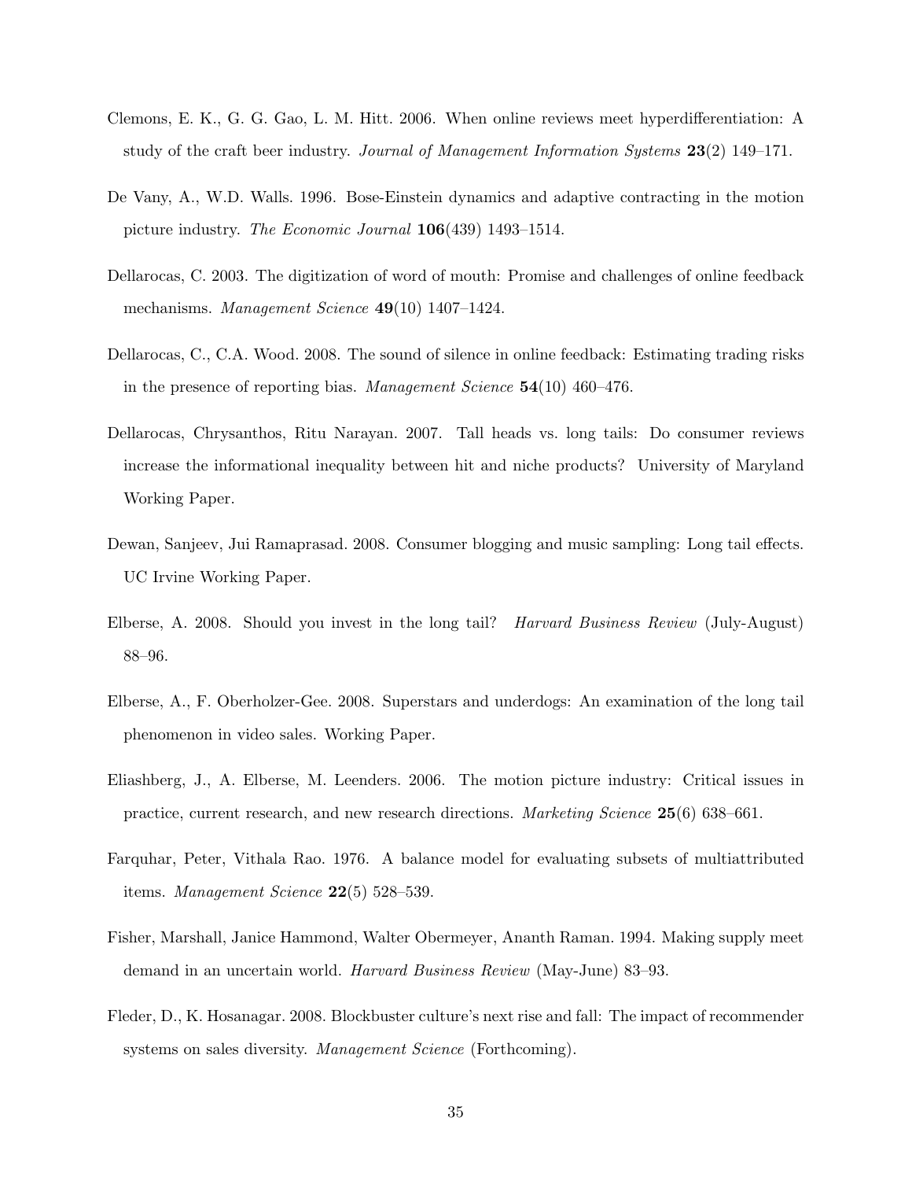Clemons, E. K., G. G. Gao, L. M. Hitt. 2006. When online reviews meet hyperdifferentiation: A study of the craft beer industry. *Journal of Management Information Systems* **23**(2) 149–171.

De Vany, A., W.D. Walls. 1996. Bose-Einstein dynamics and adaptive contracting in the motion picture industry. *The Economic Journal* **106**(439) 1493–1514.

Dellarocas, C. 2003. The digitization of word of mouth: Promise and challenges of online feedback mechanisms. *Management Science* **49**(10) 1407–1424.

Dellarocas, C., C.A. Wood. 2008. The sound of silence in online feedback: Estimating trading risks in the presence of reporting bias. *Management Science* **54**(10) 460–476.

Dellarocas, Chrysanthos, Ritu Narayan. 2007. Tall heads vs. long tails: Do consumer reviews increase the informational inequality between hit and niche products? University of Maryland Working Paper.

Dewan, Sanjeev, Jui Ramaprasad. 2008. Consumer blogging and music sampling: Long tail effects. UC Irvine Working Paper.

Elberse, A. 2008. Should you invest in the long tail? *Harvard Business Review* (July-August) 88–96.

Elberse, A., F. Oberholzer-Gee. 2008. Superstars and underdogs: An examination of the long tail phenomenon in video sales. Working Paper.

Eliashberg, J., A. Elberse, M. Leenders. 2006. The motion picture industry: Critical issues in practice, current research, and new research directions. *Marketing Science* **25**(6) 638–661.

Farquhar, Peter, Vithala Rao. 1976. A balance model for evaluating subsets of multiattributed items. *Management Science* **22**(5) 528–539.

Fisher, Marshall, Janice Hammond, Walter Obermeyer, Ananth Raman. 1994. Making supply meet demand in an uncertain world. *Harvard Business Review* (May-June) 83–93.

Fleder, D., K. Hosanagar. 2008. Blockbuster culture's next rise and fall: The impact of recommender systems on sales diversity. *Management Science* (Forthcoming).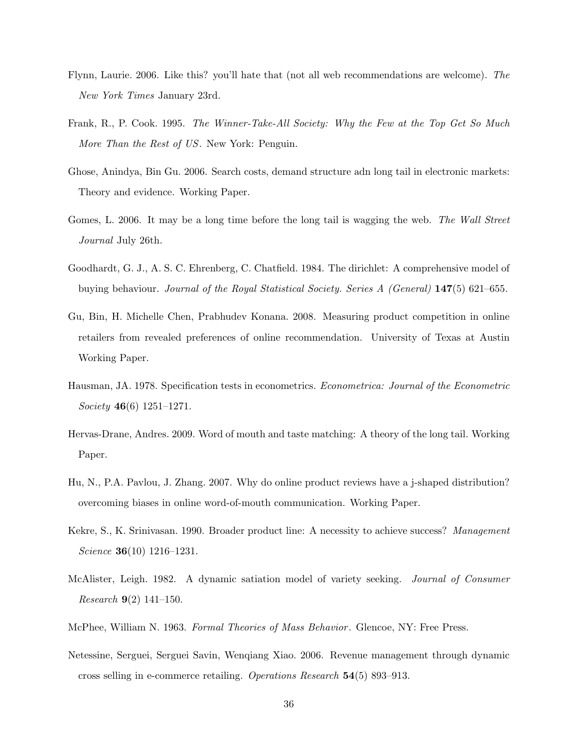Flynn, Laurie. 2006. Like this? you'll hate that (not all web recommendations are welcome). *The New York Times* January 23rd.

Frank, R., P. Cook. 1995. *The Winner-Take-All Society: Why the Few at the Top Get So Much More Than the Rest of US*. New York: Penguin.

Ghose, Anindya, Bin Gu. 2006. Search costs, demand structure adn long tail in electronic markets: Theory and evidence. Working Paper.

Gomes, L. 2006. It may be a long time before the long tail is wagging the web. *The Wall Street Journal* July 26th.

Goodhardt, G. J., A. S. C. Ehrenberg, C. Chatfield. 1984. The dirichlet: A comprehensive model of buying behaviour. *Journal of the Royal Statistical Society. Series A (General)* **147**(5) 621–655.

Gu, Bin, H. Michelle Chen, Prabhudev Konana. 2008. Measuring product competition in online retailers from revealed preferences of online recommendation. University of Texas at Austin Working Paper.

Hausman, JA. 1978. Specification tests in econometrics. *Econometrica: Journal of the Econometric Society* **46**(6) 1251–1271.

Hervas-Drane, Andres. 2009. Word of mouth and taste matching: A theory of the long tail. Working Paper.

Hu, N., P.A. Pavlou, J. Zhang. 2007. Why do online product reviews have a j-shaped distribution? overcoming biases in online word-of-mouth communication. Working Paper.

Kekre, S., K. Srinivasan. 1990. Broader product line: A necessity to achieve success? *Management Science* **36**(10) 1216–1231.

McAlister, Leigh. 1982. A dynamic satiation model of variety seeking. *Journal of Consumer Research* **9**(2) 141–150.

McPhee, William N. 1963. *Formal Theories of Mass Behavior*. Glencoe, NY: Free Press.

Netessine, Serguei, Serguei Savin, Wenqiang Xiao. 2006. Revenue management through dynamic cross selling in e-commerce retailing. *Operations Research* **54**(5) 893–913.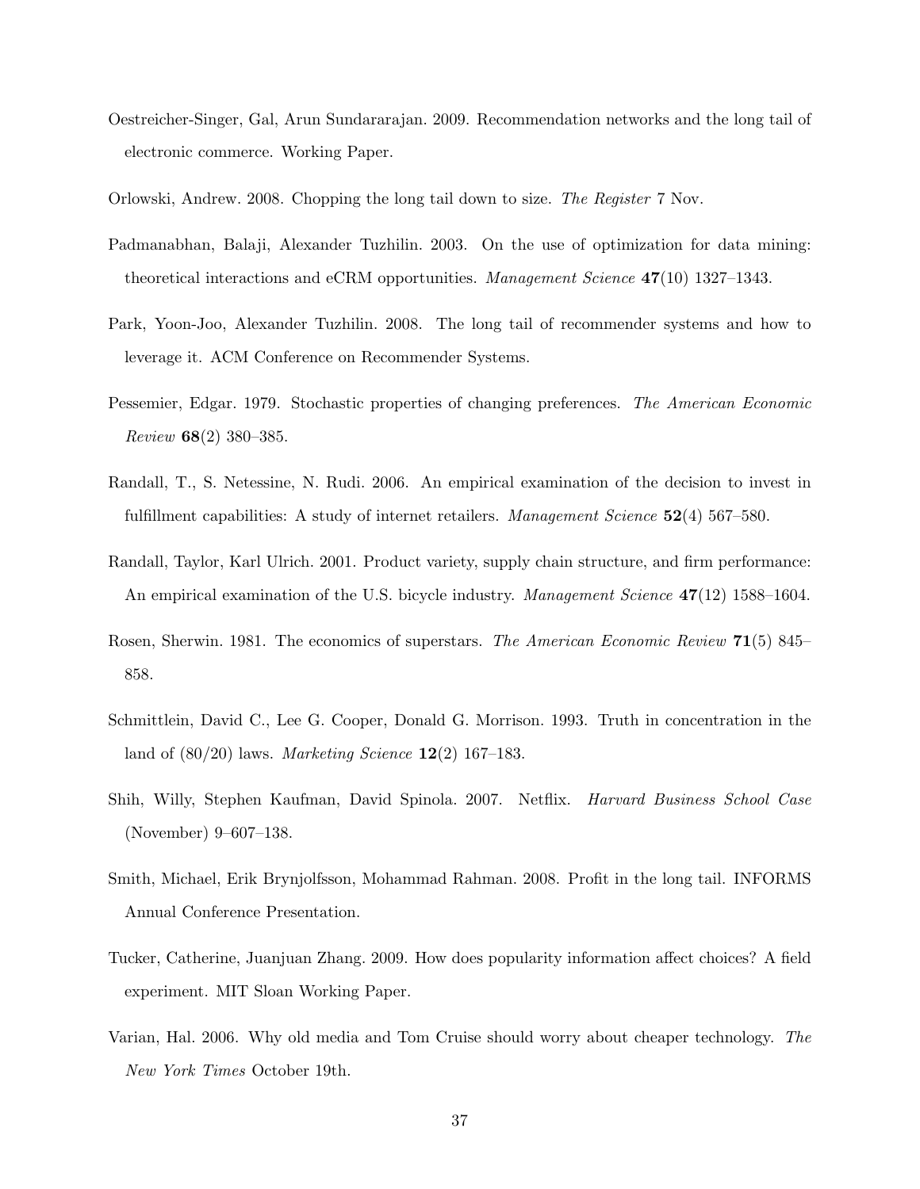Oestreicher-Singer, Gal, Arun Sundararajan. 2009. Recommendation networks and the long tail of electronic commerce. Working Paper.

Orlowski, Andrew. 2008. Chopping the long tail down to size. *The Register* 7 Nov.

Padmanabhan, Balaji, Alexander Tuzhilin. 2003. On the use of optimization for data mining: theoretical interactions and eCRM opportunities. *Management Science* **47**(10) 1327–1343.

Park, Yoon-Joo, Alexander Tuzhilin. 2008. The long tail of recommender systems and how to leverage it. ACM Conference on Recommender Systems.

Pessemier, Edgar. 1979. Stochastic properties of changing preferences. *The American Economic Review* **68**(2) 380–385.

Randall, T., S. Netessine, N. Rudi. 2006. An empirical examination of the decision to invest in fulfillment capabilities: A study of internet retailers. *Management Science* **52**(4) 567–580.

Randall, Taylor, Karl Ulrich. 2001. Product variety, supply chain structure, and firm performance: An empirical examination of the U.S. bicycle industry. *Management Science* **47**(12) 1588–1604.

Rosen, Sherwin. 1981. The economics of superstars. *The American Economic Review* **71**(5) 845–858.

Schmittlein, David C., Lee G. Cooper, Donald G. Morrison. 1993. Truth in concentration in the land of (80/20) laws. *Marketing Science* **12**(2) 167–183.

Shih, Willy, Stephen Kaufman, David Spinola. 2007. Netflix. *Harvard Business School Case* (November) 9–607–138.

Smith, Michael, Erik Brynjolfsson, Mohammad Rahman. 2008. Profit in the long tail. INFORMS Annual Conference Presentation.

Tucker, Catherine, Juanjuan Zhang. 2009. How does popularity information affect choices? A field experiment. MIT Sloan Working Paper.

Varian, Hal. 2006. Why old media and Tom Cruise should worry about cheaper technology. *The New York Times* October 19th.